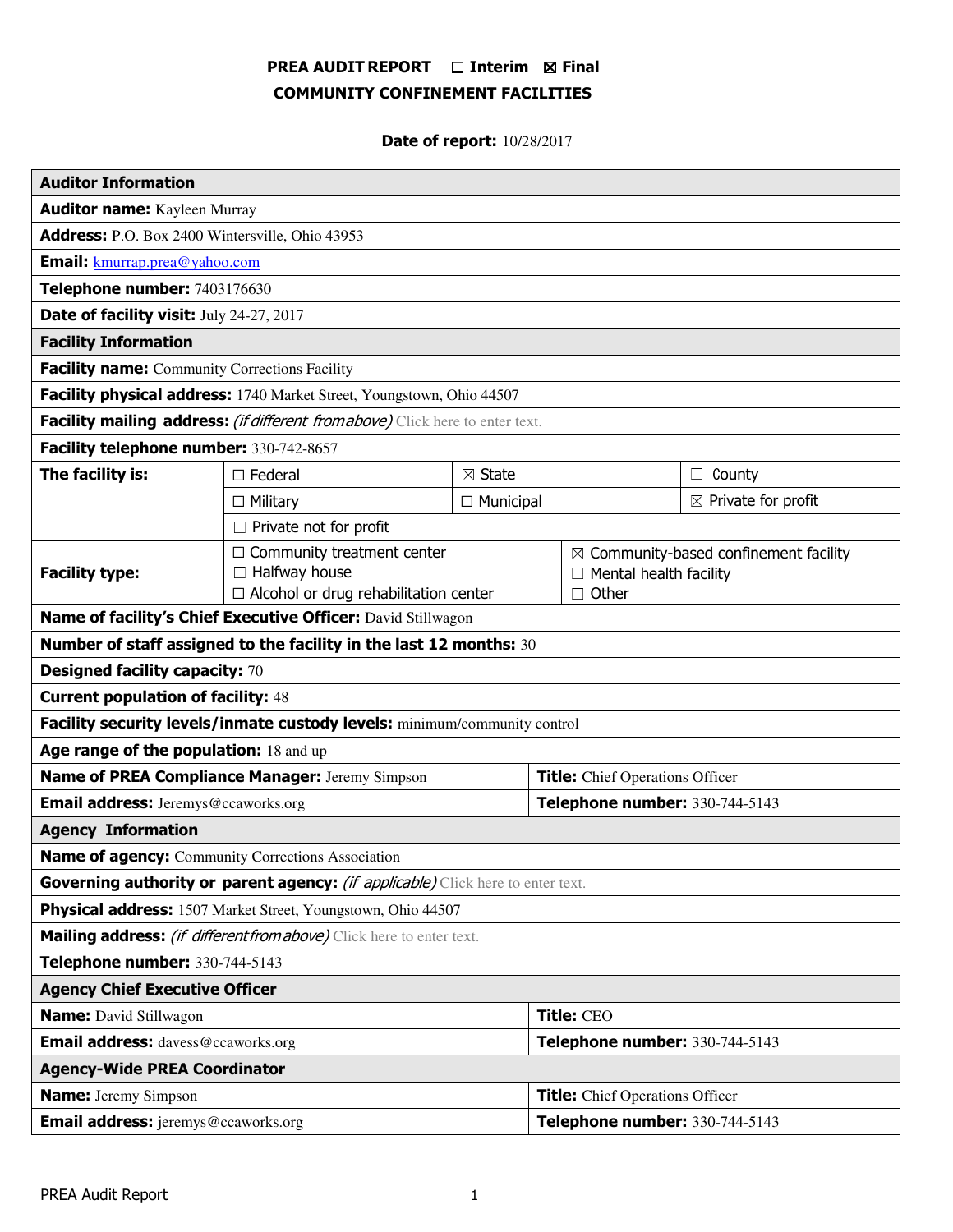# PREA AUDIT REPORT ☐ Interim ☒ Final

## COMMUNITY CONFINEMENT FACILITIES

**Date of report:** 10/28/2017

| **Auditor Information** | | | |
|---|---|---|---|
| **Auditor name:** Kayleen Murray | | | |
| **Address:** P.O. Box 2400 Wintersville, Ohio 43953 | | | |
| **Email:** kmurrap.prea@yahoo.com | | | |
| **Telephone number:** 7403176630 | | | |
| **Date of facility visit:** July 24-27, 2017 | | | |
| **Facility Information** | | | |
| **Facility name:** Community Corrections Facility | | | |
| **Facility physical address:** 1740 Market Street, Youngstown, Ohio 44507 | | | |
| **Facility mailing address:** *(if different from above)* Click here to enter text. | | | |
| **Facility telephone number:** 330-742-8657 | | | |
| **The facility is:** | ☐ Federal | ☒ State | ☐ County |
| | ☐ Military | ☐ Municipal | ☒ Private for profit |
| | ☐ Private not for profit | | |
| **Facility type:** | ☐ Community treatment center<br>☐ Halfway house<br>☐ Alcohol or drug rehabilitation center | ☒ Community-based confinement facility<br>☐ Mental health facility<br>☐ Other | |
| **Name of facility's Chief Executive Officer:** David Stillwagon | | | |
| **Number of staff assigned to the facility in the last 12 months:** 30 | | | |
| **Designed facility capacity:** 70 | | | |
| **Current population of facility:** 48 | | | |
| **Facility security levels/inmate custody levels:** minimum/community control | | | |
| **Age range of the population:** 18 and up | | | |
| **Name of PREA Compliance Manager:** Jeremy Simpson | | **Title:** Chief Operations Officer | |
| **Email address:** Jeremys@ccaworks.org | | **Telephone number:** 330-744-5143 | |
| **Agency Information** | | | |
| **Name of agency:** Community Corrections Association | | | |
| **Governing authority or parent agency:** *(if applicable)* Click here to enter text. | | | |
| **Physical address:** 1507 Market Street, Youngstown, Ohio 44507 | | | |
| **Mailing address:** *(if different from above)* Click here to enter text. | | | |
| **Telephone number:** 330-744-5143 | | | |
| **Agency Chief Executive Officer** | | | |
| **Name:** David Stillwagon | | **Title:** CEO | |
| **Email address:** davess@ccaworks.org | | **Telephone number:** 330-744-5143 | |
| **Agency-Wide PREA Coordinator** | | | |
| **Name:** Jeremy Simpson | | **Title:** Chief Operations Officer | |
| **Email address:** jeremys@ccaworks.org | | **Telephone number:** 330-744-5143 | |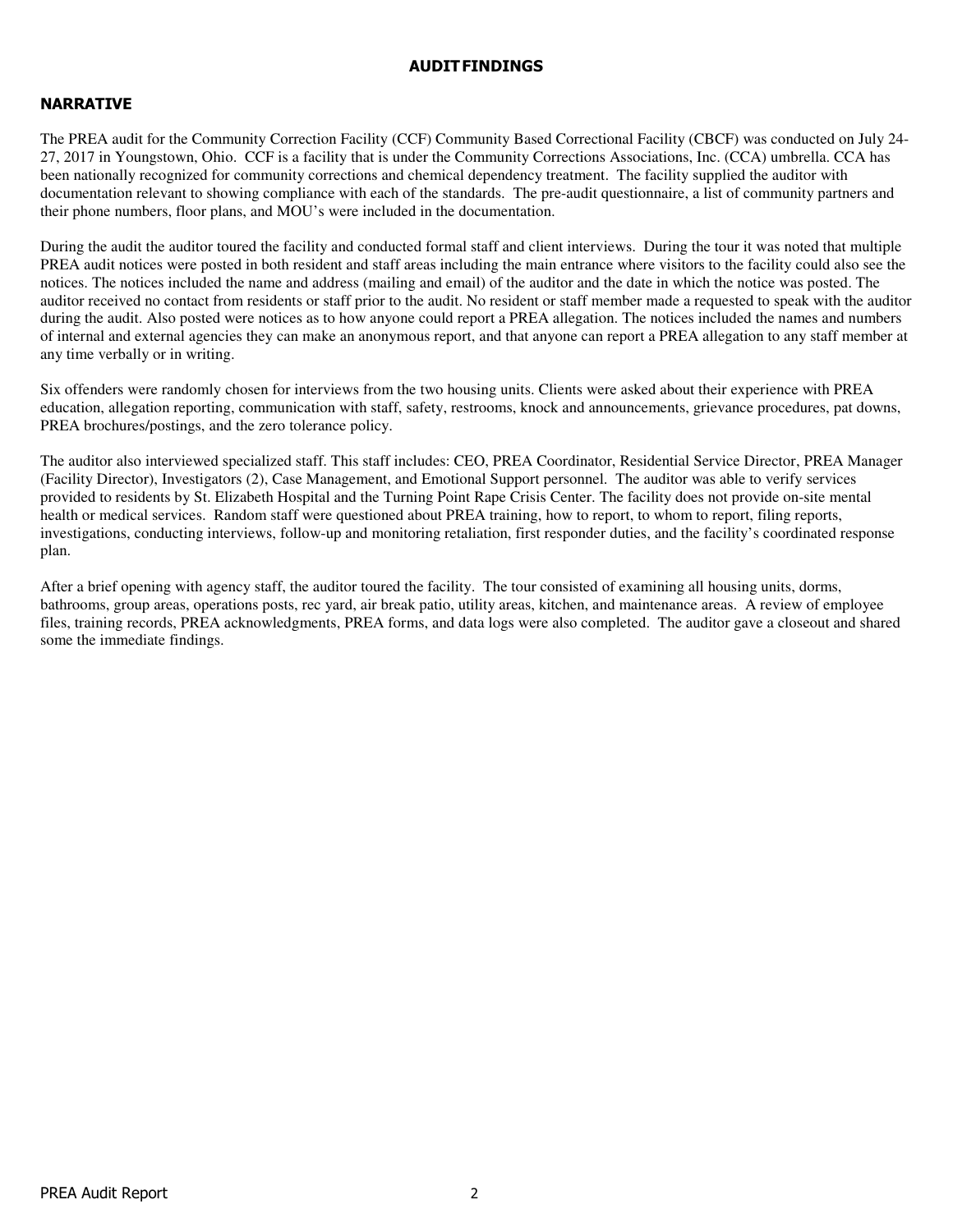# AUDIT FINDINGS

## NARRATIVE

The PREA audit for the Community Correction Facility (CCF) Community Based Correctional Facility (CBCF) was conducted on July 24-27, 2017 in Youngstown, Ohio. CCF is a facility that is under the Community Corrections Associations, Inc. (CCA) umbrella. CCA has been nationally recognized for community corrections and chemical dependency treatment. The facility supplied the auditor with documentation relevant to showing compliance with each of the standards. The pre-audit questionnaire, a list of community partners and their phone numbers, floor plans, and MOU's were included in the documentation.

During the audit the auditor toured the facility and conducted formal staff and client interviews. During the tour it was noted that multiple PREA audit notices were posted in both resident and staff areas including the main entrance where visitors to the facility could also see the notices. The notices included the name and address (mailing and email) of the auditor and the date in which the notice was posted. The auditor received no contact from residents or staff prior to the audit. No resident or staff member made a requested to speak with the auditor during the audit. Also posted were notices as to how anyone could report a PREA allegation. The notices included the names and numbers of internal and external agencies they can make an anonymous report, and that anyone can report a PREA allegation to any staff member at any time verbally or in writing.

Six offenders were randomly chosen for interviews from the two housing units. Clients were asked about their experience with PREA education, allegation reporting, communication with staff, safety, restrooms, knock and announcements, grievance procedures, pat downs, PREA brochures/postings, and the zero tolerance policy.

The auditor also interviewed specialized staff. This staff includes: CEO, PREA Coordinator, Residential Service Director, PREA Manager (Facility Director), Investigators (2), Case Management, and Emotional Support personnel. The auditor was able to verify services provided to residents by St. Elizabeth Hospital and the Turning Point Rape Crisis Center. The facility does not provide on-site mental health or medical services. Random staff were questioned about PREA training, how to report, to whom to report, filing reports, investigations, conducting interviews, follow-up and monitoring retaliation, first responder duties, and the facility's coordinated response plan.

After a brief opening with agency staff, the auditor toured the facility. The tour consisted of examining all housing units, dorms, bathrooms, group areas, operations posts, rec yard, air break patio, utility areas, kitchen, and maintenance areas. A review of employee files, training records, PREA acknowledgments, PREA forms, and data logs were also completed. The auditor gave a closeout and shared some the immediate findings.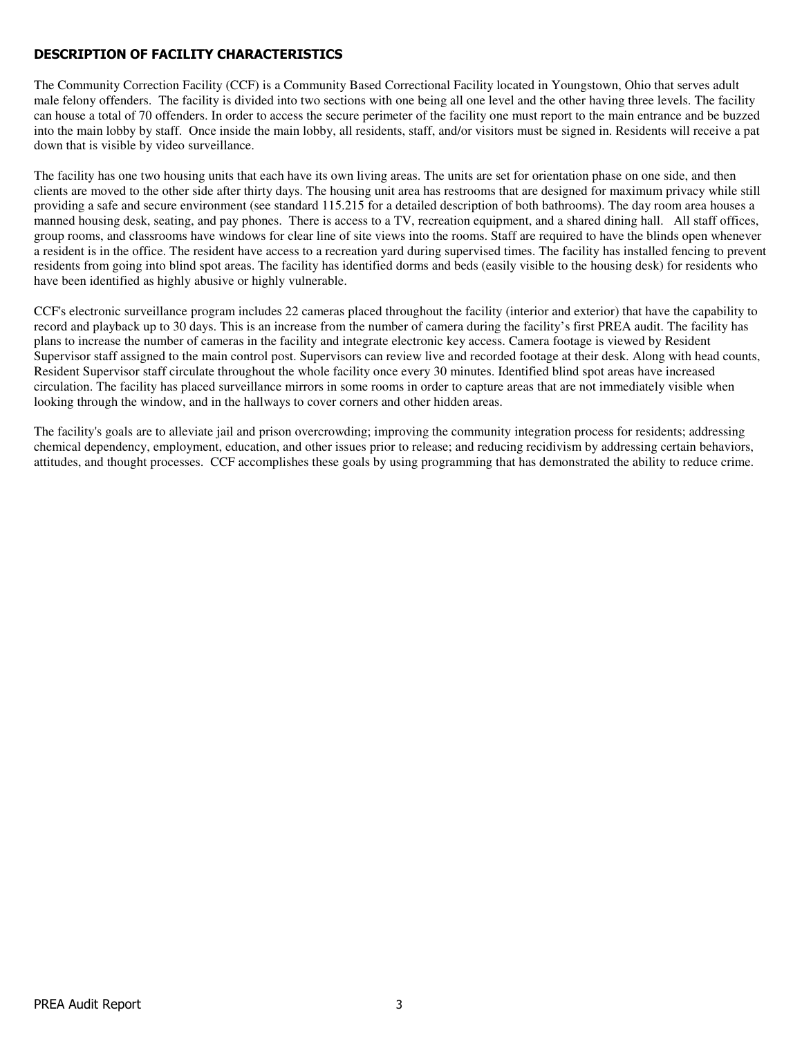## DESCRIPTION OF FACILITY CHARACTERISTICS

The Community Correction Facility (CCF) is a Community Based Correctional Facility located in Youngstown, Ohio that serves adult male felony offenders.  The facility is divided into two sections with one being all one level and the other having three levels. The facility can house a total of 70 offenders. In order to access the secure perimeter of the facility one must report to the main entrance and be buzzed into the main lobby by staff.  Once inside the main lobby, all residents, staff, and/or visitors must be signed in. Residents will receive a pat down that is visible by video surveillance.

The facility has one two housing units that each have its own living areas. The units are set for orientation phase on one side, and then clients are moved to the other side after thirty days. The housing unit area has restrooms that are designed for maximum privacy while still providing a safe and secure environment (see standard 115.215 for a detailed description of both bathrooms). The day room area houses a manned housing desk, seating, and pay phones.  There is access to a TV, recreation equipment, and a shared dining hall.   All staff offices, group rooms, and classrooms have windows for clear line of site views into the rooms. Staff are required to have the blinds open whenever a resident is in the office. The resident have access to a recreation yard during supervised times. The facility has installed fencing to prevent residents from going into blind spot areas. The facility has identified dorms and beds (easily visible to the housing desk) for residents who have been identified as highly abusive or highly vulnerable.

CCF's electronic surveillance program includes 22 cameras placed throughout the facility (interior and exterior) that have the capability to record and playback up to 30 days. This is an increase from the number of camera during the facility's first PREA audit. The facility has plans to increase the number of cameras in the facility and integrate electronic key access. Camera footage is viewed by Resident Supervisor staff assigned to the main control post. Supervisors can review live and recorded footage at their desk. Along with head counts, Resident Supervisor staff circulate throughout the whole facility once every 30 minutes. Identified blind spot areas have increased circulation. The facility has placed surveillance mirrors in some rooms in order to capture areas that are not immediately visible when looking through the window, and in the hallways to cover corners and other hidden areas.

The facility's goals are to alleviate jail and prison overcrowding; improving the community integration process for residents; addressing chemical dependency, employment, education, and other issues prior to release; and reducing recidivism by addressing certain behaviors, attitudes, and thought processes.  CCF accomplishes these goals by using programming that has demonstrated the ability to reduce crime.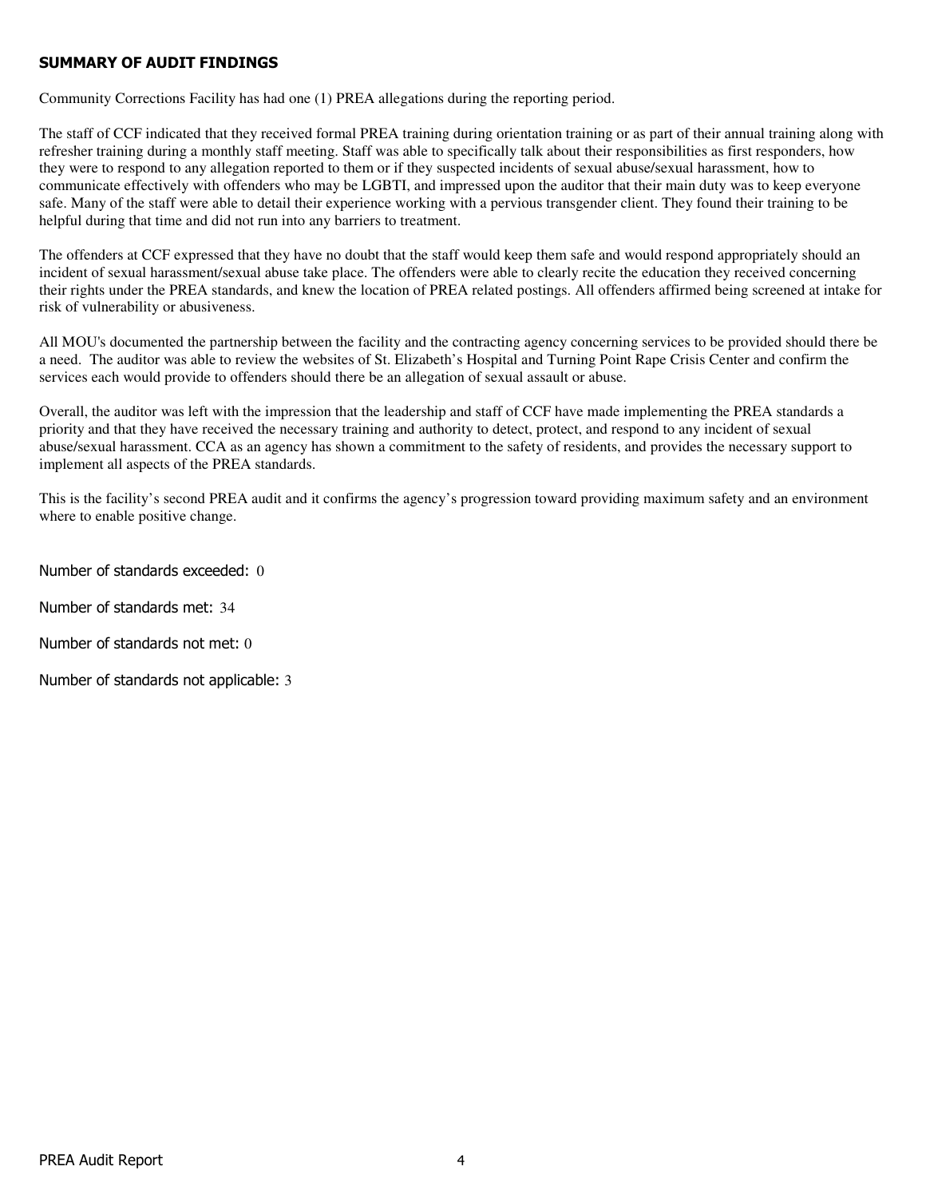## SUMMARY OF AUDIT FINDINGS

Community Corrections Facility has had one (1) PREA allegations during the reporting period.

The staff of CCF indicated that they received formal PREA training during orientation training or as part of their annual training along with refresher training during a monthly staff meeting. Staff was able to specifically talk about their responsibilities as first responders, how they were to respond to any allegation reported to them or if they suspected incidents of sexual abuse/sexual harassment, how to communicate effectively with offenders who may be LGBTI, and impressed upon the auditor that their main duty was to keep everyone safe. Many of the staff were able to detail their experience working with a pervious transgender client. They found their training to be helpful during that time and did not run into any barriers to treatment.

The offenders at CCF expressed that they have no doubt that the staff would keep them safe and would respond appropriately should an incident of sexual harassment/sexual abuse take place. The offenders were able to clearly recite the education they received concerning their rights under the PREA standards, and knew the location of PREA related postings. All offenders affirmed being screened at intake for risk of vulnerability or abusiveness.

All MOU's documented the partnership between the facility and the contracting agency concerning services to be provided should there be a need. The auditor was able to review the websites of St. Elizabeth's Hospital and Turning Point Rape Crisis Center and confirm the services each would provide to offenders should there be an allegation of sexual assault or abuse.

Overall, the auditor was left with the impression that the leadership and staff of CCF have made implementing the PREA standards a priority and that they have received the necessary training and authority to detect, protect, and respond to any incident of sexual abuse/sexual harassment. CCA as an agency has shown a commitment to the safety of residents, and provides the necessary support to implement all aspects of the PREA standards.

This is the facility's second PREA audit and it confirms the agency's progression toward providing maximum safety and an environment where to enable positive change.

Number of standards exceeded: 0

Number of standards met: 34

Number of standards not met: 0

Number of standards not applicable: 3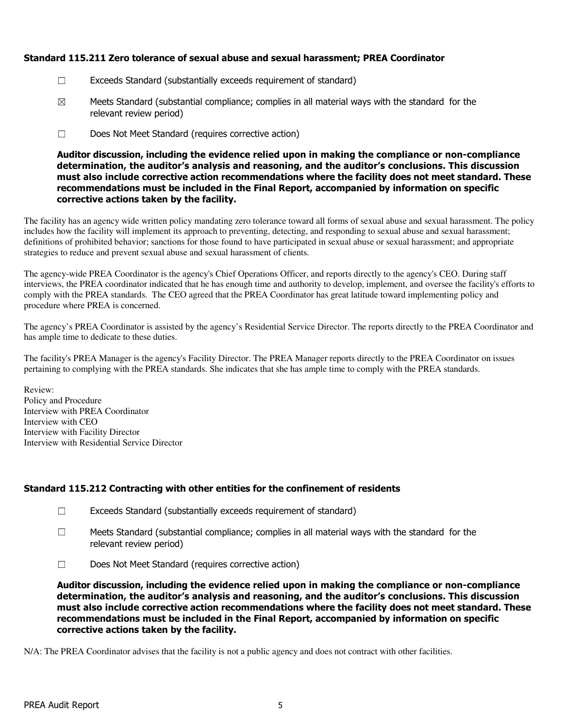### Standard 115.211 Zero tolerance of sexual abuse and sexual harassment; PREA Coordinator

☐ Exceeds Standard (substantially exceeds requirement of standard)

☒ Meets Standard (substantial compliance; complies in all material ways with the standard for the relevant review period)

☐ Does Not Meet Standard (requires corrective action)

**Auditor discussion, including the evidence relied upon in making the compliance or non-compliance determination, the auditor's analysis and reasoning, and the auditor's conclusions. This discussion must also include corrective action recommendations where the facility does not meet standard. These recommendations must be included in the Final Report, accompanied by information on specific corrective actions taken by the facility.**

The facility has an agency wide written policy mandating zero tolerance toward all forms of sexual abuse and sexual harassment. The policy includes how the facility will implement its approach to preventing, detecting, and responding to sexual abuse and sexual harassment; definitions of prohibited behavior; sanctions for those found to have participated in sexual abuse or sexual harassment; and appropriate strategies to reduce and prevent sexual abuse and sexual harassment of clients.

The agency-wide PREA Coordinator is the agency's Chief Operations Officer, and reports directly to the agency's CEO. During staff interviews, the PREA coordinator indicated that he has enough time and authority to develop, implement, and oversee the facility's efforts to comply with the PREA standards. The CEO agreed that the PREA Coordinator has great latitude toward implementing policy and procedure where PREA is concerned.

The agency's PREA Coordinator is assisted by the agency's Residential Service Director. The reports directly to the PREA Coordinator and has ample time to dedicate to these duties.

The facility's PREA Manager is the agency's Facility Director. The PREA Manager reports directly to the PREA Coordinator on issues pertaining to complying with the PREA standards. She indicates that she has ample time to comply with the PREA standards.

Review:
Policy and Procedure
Interview with PREA Coordinator
Interview with CEO
Interview with Facility Director
Interview with Residential Service Director

### Standard 115.212 Contracting with other entities for the confinement of residents

☐ Exceeds Standard (substantially exceeds requirement of standard)

☐ Meets Standard (substantial compliance; complies in all material ways with the standard for the relevant review period)

☐ Does Not Meet Standard (requires corrective action)

**Auditor discussion, including the evidence relied upon in making the compliance or non-compliance determination, the auditor's analysis and reasoning, and the auditor's conclusions. This discussion must also include corrective action recommendations where the facility does not meet standard. These recommendations must be included in the Final Report, accompanied by information on specific corrective actions taken by the facility.**

N/A: The PREA Coordinator advises that the facility is not a public agency and does not contract with other facilities.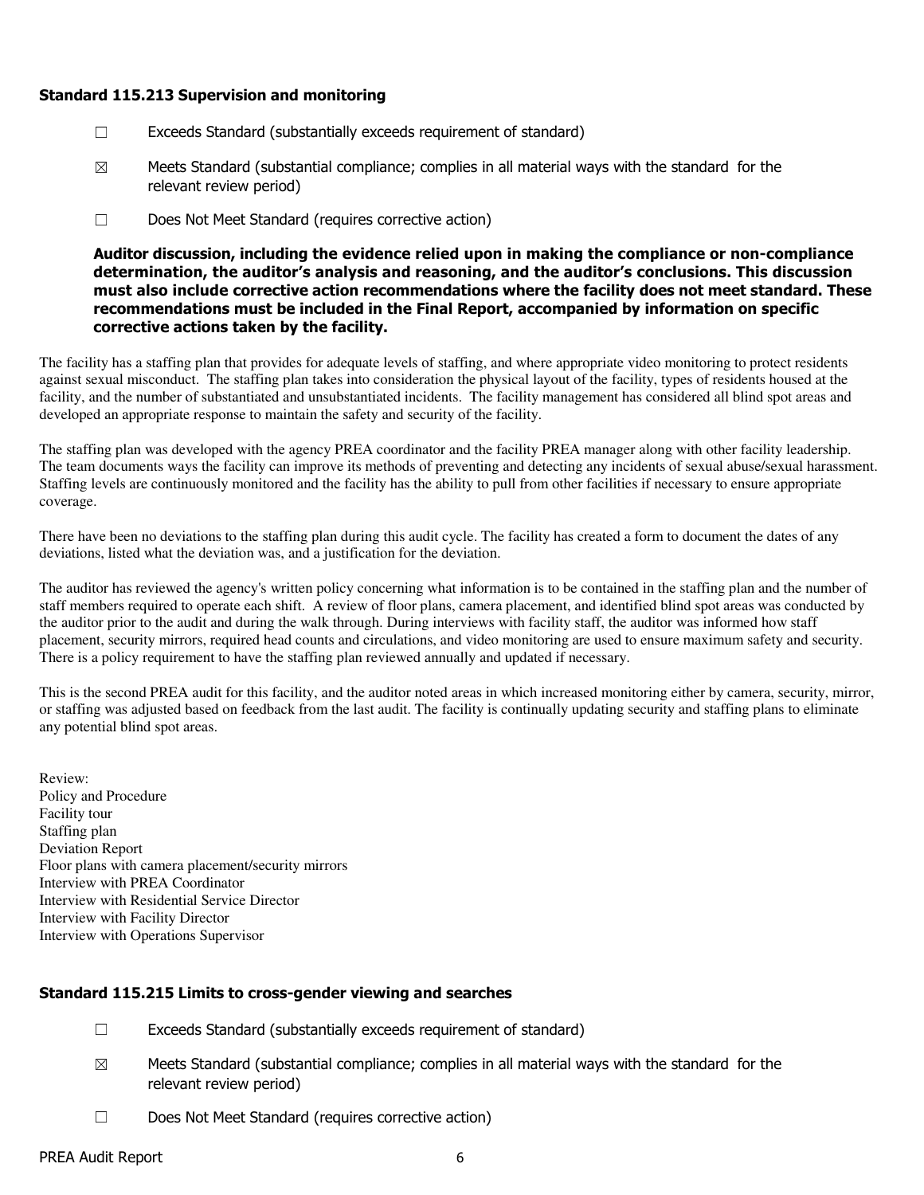### Standard 115.213 Supervision and monitoring

☐ Exceeds Standard (substantially exceeds requirement of standard)

☒ Meets Standard (substantial compliance; complies in all material ways with the standard for the relevant review period)

☐ Does Not Meet Standard (requires corrective action)

**Auditor discussion, including the evidence relied upon in making the compliance or non-compliance determination, the auditor's analysis and reasoning, and the auditor's conclusions. This discussion must also include corrective action recommendations where the facility does not meet standard. These recommendations must be included in the Final Report, accompanied by information on specific corrective actions taken by the facility.**

The facility has a staffing plan that provides for adequate levels of staffing, and where appropriate video monitoring to protect residents against sexual misconduct. The staffing plan takes into consideration the physical layout of the facility, types of residents housed at the facility, and the number of substantiated and unsubstantiated incidents. The facility management has considered all blind spot areas and developed an appropriate response to maintain the safety and security of the facility.

The staffing plan was developed with the agency PREA coordinator and the facility PREA manager along with other facility leadership. The team documents ways the facility can improve its methods of preventing and detecting any incidents of sexual abuse/sexual harassment. Staffing levels are continuously monitored and the facility has the ability to pull from other facilities if necessary to ensure appropriate coverage.

There have been no deviations to the staffing plan during this audit cycle. The facility has created a form to document the dates of any deviations, listed what the deviation was, and a justification for the deviation.

The auditor has reviewed the agency's written policy concerning what information is to be contained in the staffing plan and the number of staff members required to operate each shift. A review of floor plans, camera placement, and identified blind spot areas was conducted by the auditor prior to the audit and during the walk through. During interviews with facility staff, the auditor was informed how staff placement, security mirrors, required head counts and circulations, and video monitoring are used to ensure maximum safety and security. There is a policy requirement to have the staffing plan reviewed annually and updated if necessary.

This is the second PREA audit for this facility, and the auditor noted areas in which increased monitoring either by camera, security, mirror, or staffing was adjusted based on feedback from the last audit. The facility is continually updating security and staffing plans to eliminate any potential blind spot areas.

Review:
Policy and Procedure
Facility tour
Staffing plan
Deviation Report
Floor plans with camera placement/security mirrors
Interview with PREA Coordinator
Interview with Residential Service Director
Interview with Facility Director
Interview with Operations Supervisor

### Standard 115.215 Limits to cross-gender viewing and searches

☐ Exceeds Standard (substantially exceeds requirement of standard)

☒ Meets Standard (substantial compliance; complies in all material ways with the standard for the relevant review period)

☐ Does Not Meet Standard (requires corrective action)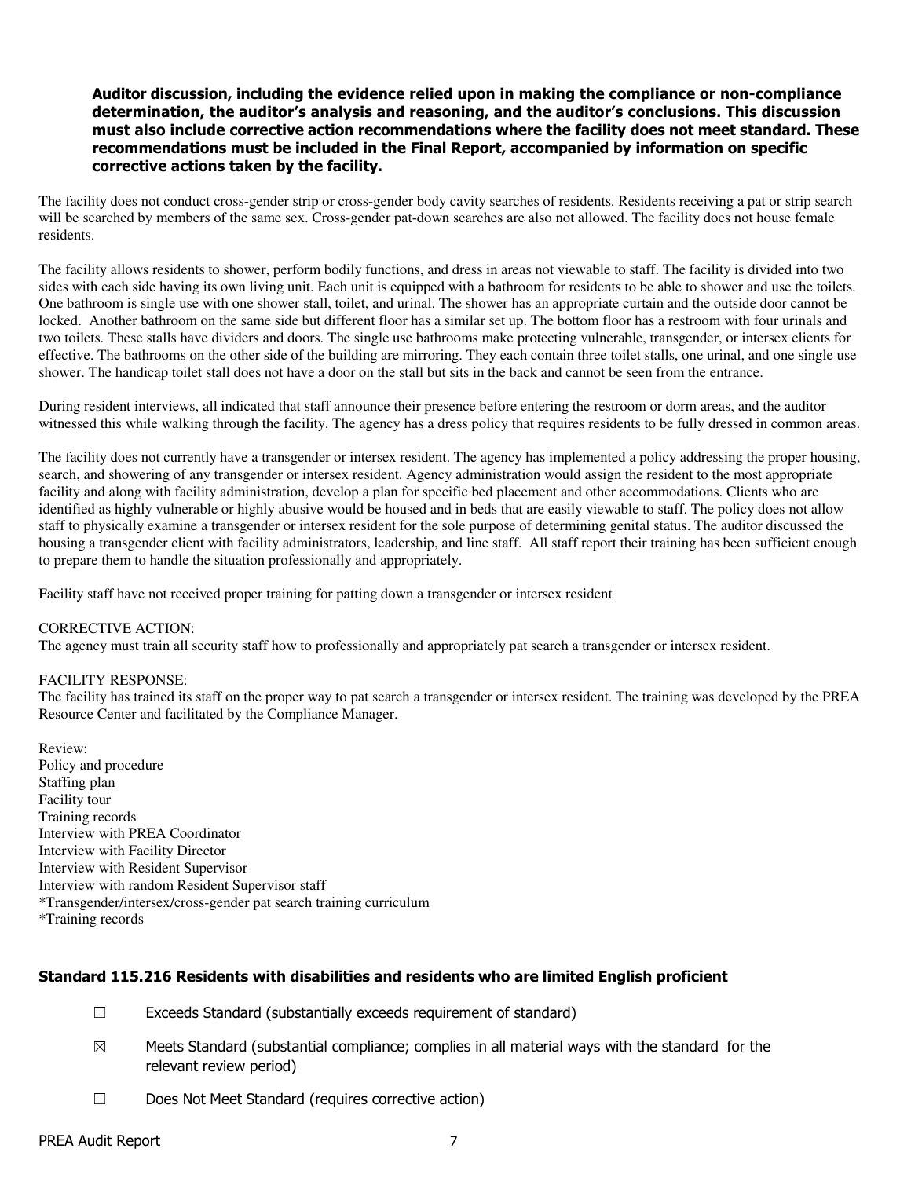**Auditor discussion, including the evidence relied upon in making the compliance or non-compliance determination, the auditor's analysis and reasoning, and the auditor's conclusions. This discussion must also include corrective action recommendations where the facility does not meet standard. These recommendations must be included in the Final Report, accompanied by information on specific corrective actions taken by the facility.**

The facility does not conduct cross-gender strip or cross-gender body cavity searches of residents. Residents receiving a pat or strip search will be searched by members of the same sex. Cross-gender pat-down searches are also not allowed. The facility does not house female residents.

The facility allows residents to shower, perform bodily functions, and dress in areas not viewable to staff. The facility is divided into two sides with each side having its own living unit. Each unit is equipped with a bathroom for residents to be able to shower and use the toilets. One bathroom is single use with one shower stall, toilet, and urinal. The shower has an appropriate curtain and the outside door cannot be locked. Another bathroom on the same side but different floor has a similar set up. The bottom floor has a restroom with four urinals and two toilets. These stalls have dividers and doors. The single use bathrooms make protecting vulnerable, transgender, or intersex clients for effective. The bathrooms on the other side of the building are mirroring. They each contain three toilet stalls, one urinal, and one single use shower. The handicap toilet stall does not have a door on the stall but sits in the back and cannot be seen from the entrance.

During resident interviews, all indicated that staff announce their presence before entering the restroom or dorm areas, and the auditor witnessed this while walking through the facility. The agency has a dress policy that requires residents to be fully dressed in common areas.

The facility does not currently have a transgender or intersex resident. The agency has implemented a policy addressing the proper housing, search, and showering of any transgender or intersex resident. Agency administration would assign the resident to the most appropriate facility and along with facility administration, develop a plan for specific bed placement and other accommodations. Clients who are identified as highly vulnerable or highly abusive would be housed and in beds that are easily viewable to staff. The policy does not allow staff to physically examine a transgender or intersex resident for the sole purpose of determining genital status. The auditor discussed the housing a transgender client with facility administrators, leadership, and line staff. All staff report their training has been sufficient enough to prepare them to handle the situation professionally and appropriately.

Facility staff have not received proper training for patting down a transgender or intersex resident

CORRECTIVE ACTION:
The agency must train all security staff how to professionally and appropriately pat search a transgender or intersex resident.

FACILITY RESPONSE:
The facility has trained its staff on the proper way to pat search a transgender or intersex resident. The training was developed by the PREA Resource Center and facilitated by the Compliance Manager.

Review:
Policy and procedure
Staffing plan
Facility tour
Training records
Interview with PREA Coordinator
Interview with Facility Director
Interview with Resident Supervisor
Interview with random Resident Supervisor staff
*Transgender/intersex/cross-gender pat search training curriculum
*Training records

### Standard 115.216 Residents with disabilities and residents who are limited English proficient

☐ Exceeds Standard (substantially exceeds requirement of standard)

☒ Meets Standard (substantial compliance; complies in all material ways with the standard for the relevant review period)

☐ Does Not Meet Standard (requires corrective action)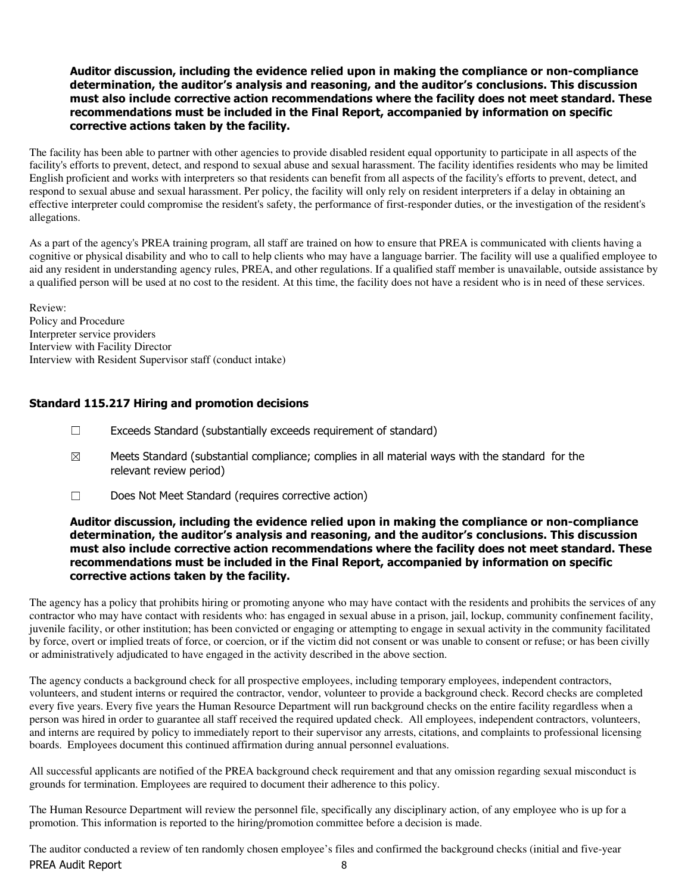**Auditor discussion, including the evidence relied upon in making the compliance or non-compliance determination, the auditor's analysis and reasoning, and the auditor's conclusions. This discussion must also include corrective action recommendations where the facility does not meet standard. These recommendations must be included in the Final Report, accompanied by information on specific corrective actions taken by the facility.**

The facility has been able to partner with other agencies to provide disabled resident equal opportunity to participate in all aspects of the facility's efforts to prevent, detect, and respond to sexual abuse and sexual harassment. The facility identifies residents who may be limited English proficient and works with interpreters so that residents can benefit from all aspects of the facility's efforts to prevent, detect, and respond to sexual abuse and sexual harassment. Per policy, the facility will only rely on resident interpreters if a delay in obtaining an effective interpreter could compromise the resident's safety, the performance of first-responder duties, or the investigation of the resident's allegations.

As a part of the agency's PREA training program, all staff are trained on how to ensure that PREA is communicated with clients having a cognitive or physical disability and who to call to help clients who may have a language barrier. The facility will use a qualified employee to aid any resident in understanding agency rules, PREA, and other regulations. If a qualified staff member is unavailable, outside assistance by a qualified person will be used at no cost to the resident. At this time, the facility does not have a resident who is in need of these services.

Review:
Policy and Procedure
Interpreter service providers
Interview with Facility Director
Interview with Resident Supervisor staff (conduct intake)

### Standard 115.217 Hiring and promotion decisions

☐ Exceeds Standard (substantially exceeds requirement of standard)

☒ Meets Standard (substantial compliance; complies in all material ways with the standard for the relevant review period)

☐ Does Not Meet Standard (requires corrective action)

**Auditor discussion, including the evidence relied upon in making the compliance or non-compliance determination, the auditor's analysis and reasoning, and the auditor's conclusions. This discussion must also include corrective action recommendations where the facility does not meet standard. These recommendations must be included in the Final Report, accompanied by information on specific corrective actions taken by the facility.**

The agency has a policy that prohibits hiring or promoting anyone who may have contact with the residents and prohibits the services of any contractor who may have contact with residents who: has engaged in sexual abuse in a prison, jail, lockup, community confinement facility, juvenile facility, or other institution; has been convicted or engaging or attempting to engage in sexual activity in the community facilitated by force, overt or implied treats of force, or coercion, or if the victim did not consent or was unable to consent or refuse; or has been civilly or administratively adjudicated to have engaged in the activity described in the above section.

The agency conducts a background check for all prospective employees, including temporary employees, independent contractors, volunteers, and student interns or required the contractor, vendor, volunteer to provide a background check. Record checks are completed every five years. Every five years the Human Resource Department will run background checks on the entire facility regardless when a person was hired in order to guarantee all staff received the required updated check. All employees, independent contractors, volunteers, and interns are required by policy to immediately report to their supervisor any arrests, citations, and complaints to professional licensing boards. Employees document this continued affirmation during annual personnel evaluations.

All successful applicants are notified of the PREA background check requirement and that any omission regarding sexual misconduct is grounds for termination. Employees are required to document their adherence to this policy.

The Human Resource Department will review the personnel file, specifically any disciplinary action, of any employee who is up for a promotion. This information is reported to the hiring/promotion committee before a decision is made.

The auditor conducted a review of ten randomly chosen employee's files and confirmed the background checks (initial and five-year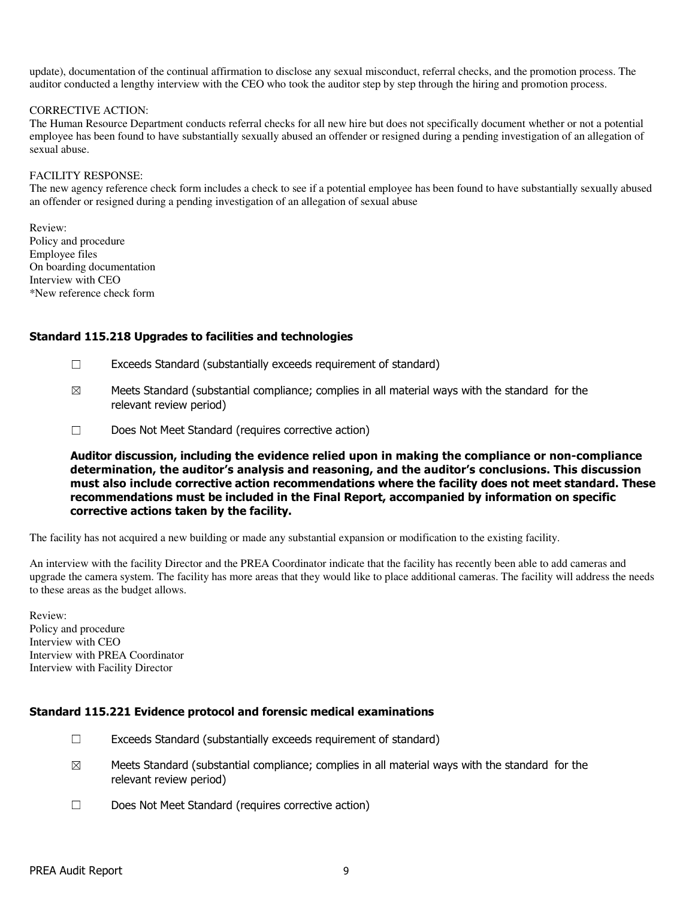update), documentation of the continual affirmation to disclose any sexual misconduct, referral checks, and the promotion process. The auditor conducted a lengthy interview with the CEO who took the auditor step by step through the hiring and promotion process.

CORRECTIVE ACTION:
The Human Resource Department conducts referral checks for all new hire but does not specifically document whether or not a potential employee has been found to have substantially sexually abused an offender or resigned during a pending investigation of an allegation of sexual abuse.

FACILITY RESPONSE:
The new agency reference check form includes a check to see if a potential employee has been found to have substantially sexually abused an offender or resigned during a pending investigation of an allegation of sexual abuse

Review:
Policy and procedure
Employee files
On boarding documentation
Interview with CEO
*New reference check form

### Standard 115.218 Upgrades to facilities and technologies

☐ Exceeds Standard (substantially exceeds requirement of standard)

☒ Meets Standard (substantial compliance; complies in all material ways with the standard for the relevant review period)

☐ Does Not Meet Standard (requires corrective action)

**Auditor discussion, including the evidence relied upon in making the compliance or non-compliance determination, the auditor's analysis and reasoning, and the auditor's conclusions. This discussion must also include corrective action recommendations where the facility does not meet standard. These recommendations must be included in the Final Report, accompanied by information on specific corrective actions taken by the facility.**

The facility has not acquired a new building or made any substantial expansion or modification to the existing facility.

An interview with the facility Director and the PREA Coordinator indicate that the facility has recently been able to add cameras and upgrade the camera system. The facility has more areas that they would like to place additional cameras. The facility will address the needs to these areas as the budget allows.

Review:
Policy and procedure
Interview with CEO
Interview with PREA Coordinator
Interview with Facility Director

### Standard 115.221 Evidence protocol and forensic medical examinations

☐ Exceeds Standard (substantially exceeds requirement of standard)

☒ Meets Standard (substantial compliance; complies in all material ways with the standard for the relevant review period)

☐ Does Not Meet Standard (requires corrective action)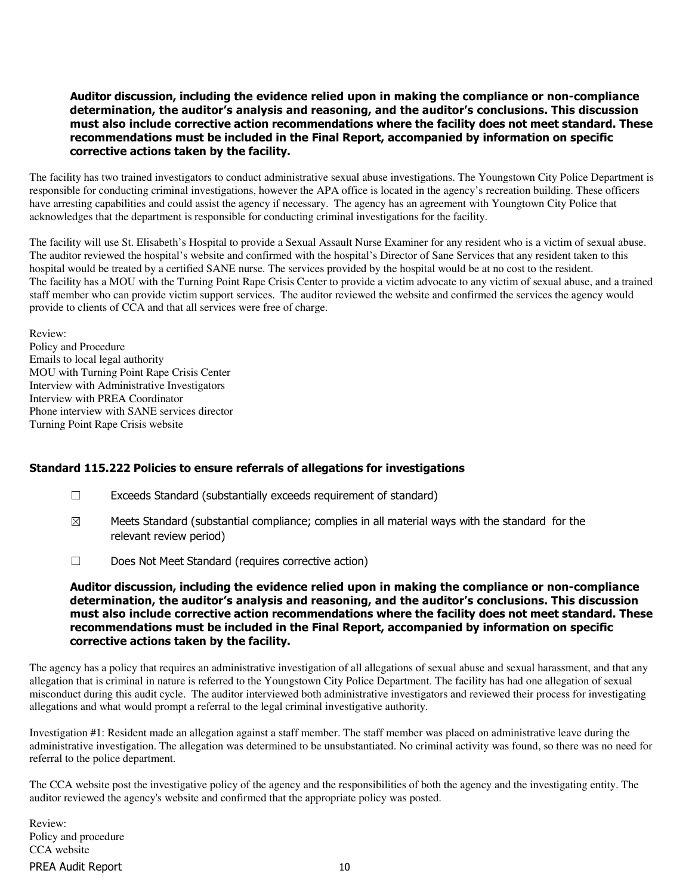**Auditor discussion, including the evidence relied upon in making the compliance or non-compliance determination, the auditor's analysis and reasoning, and the auditor's conclusions. This discussion must also include corrective action recommendations where the facility does not meet standard. These recommendations must be included in the Final Report, accompanied by information on specific corrective actions taken by the facility.**

The facility has two trained investigators to conduct administrative sexual abuse investigations. The Youngstown City Police Department is responsible for conducting criminal investigations, however the APA office is located in the agency's recreation building. These officers have arresting capabilities and could assist the agency if necessary. The agency has an agreement with Youngtown City Police that acknowledges that the department is responsible for conducting criminal investigations for the facility.

The facility will use St. Elisabeth's Hospital to provide a Sexual Assault Nurse Examiner for any resident who is a victim of sexual abuse. The auditor reviewed the hospital's website and confirmed with the hospital's Director of Sane Services that any resident taken to this hospital would be treated by a certified SANE nurse. The services provided by the hospital would be at no cost to the resident.
The facility has a MOU with the Turning Point Rape Crisis Center to provide a victim advocate to any victim of sexual abuse, and a trained staff member who can provide victim support services. The auditor reviewed the website and confirmed the services the agency would provide to clients of CCA and that all services were free of charge.

Review:
Policy and Procedure
Emails to local legal authority
MOU with Turning Point Rape Crisis Center
Interview with Administrative Investigators
Interview with PREA Coordinator
Phone interview with SANE services director
Turning Point Rape Crisis website

### Standard 115.222 Policies to ensure referrals of allegations for investigations

☐ Exceeds Standard (substantially exceeds requirement of standard)

☒ Meets Standard (substantial compliance; complies in all material ways with the standard for the relevant review period)

☐ Does Not Meet Standard (requires corrective action)

**Auditor discussion, including the evidence relied upon in making the compliance or non-compliance determination, the auditor's analysis and reasoning, and the auditor's conclusions. This discussion must also include corrective action recommendations where the facility does not meet standard. These recommendations must be included in the Final Report, accompanied by information on specific corrective actions taken by the facility.**

The agency has a policy that requires an administrative investigation of all allegations of sexual abuse and sexual harassment, and that any allegation that is criminal in nature is referred to the Youngstown City Police Department. The facility has had one allegation of sexual misconduct during this audit cycle. The auditor interviewed both administrative investigators and reviewed their process for investigating allegations and what would prompt a referral to the legal criminal investigative authority.

Investigation #1: Resident made an allegation against a staff member. The staff member was placed on administrative leave during the administrative investigation. The allegation was determined to be unsubstantiated. No criminal activity was found, so there was no need for referral to the police department.

The CCA website post the investigative policy of the agency and the responsibilities of both the agency and the investigating entity. The auditor reviewed the agency's website and confirmed that the appropriate policy was posted.

Review:
Policy and procedure
CCA website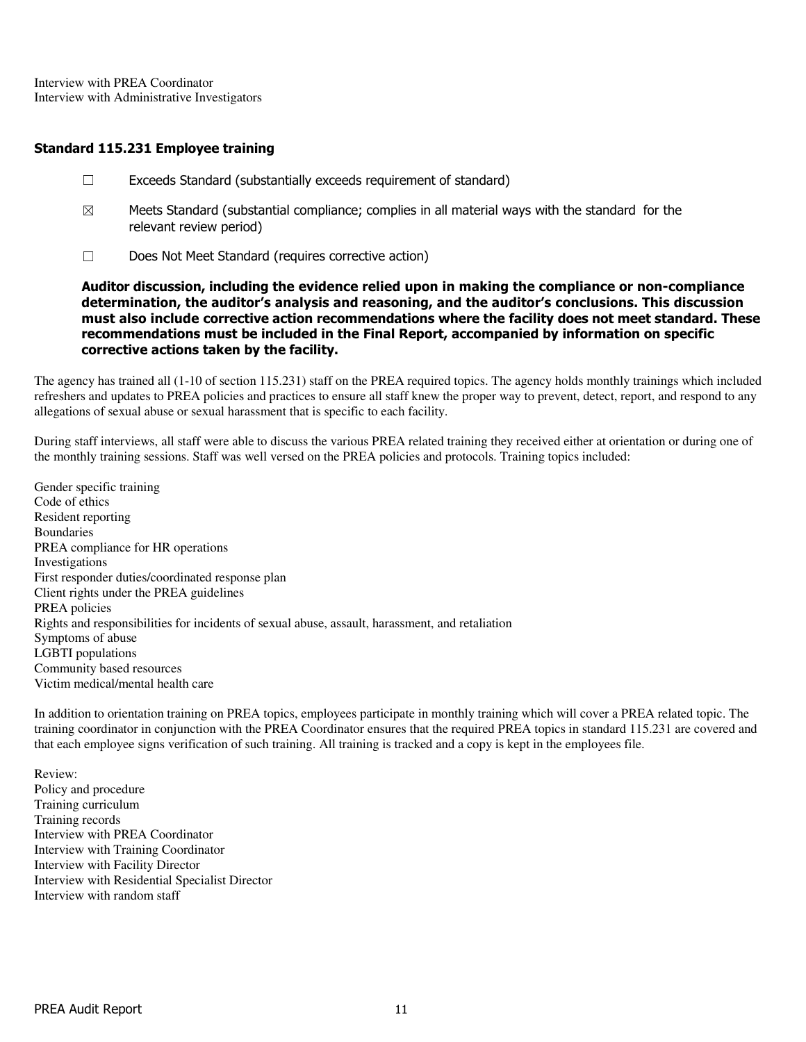Interview with PREA Coordinator
Interview with Administrative Investigators

### Standard 115.231 Employee training

☐ Exceeds Standard (substantially exceeds requirement of standard)

☒ Meets Standard (substantial compliance; complies in all material ways with the standard for the relevant review period)

☐ Does Not Meet Standard (requires corrective action)

**Auditor discussion, including the evidence relied upon in making the compliance or non-compliance determination, the auditor's analysis and reasoning, and the auditor's conclusions. This discussion must also include corrective action recommendations where the facility does not meet standard. These recommendations must be included in the Final Report, accompanied by information on specific corrective actions taken by the facility.**

The agency has trained all (1-10 of section 115.231) staff on the PREA required topics. The agency holds monthly trainings which included refreshers and updates to PREA policies and practices to ensure all staff knew the proper way to prevent, detect, report, and respond to any allegations of sexual abuse or sexual harassment that is specific to each facility.

During staff interviews, all staff were able to discuss the various PREA related training they received either at orientation or during one of the monthly training sessions. Staff was well versed on the PREA policies and protocols. Training topics included:

Gender specific training
Code of ethics
Resident reporting
Boundaries
PREA compliance for HR operations
Investigations
First responder duties/coordinated response plan
Client rights under the PREA guidelines
PREA policies
Rights and responsibilities for incidents of sexual abuse, assault, harassment, and retaliation
Symptoms of abuse
LGBTI populations
Community based resources
Victim medical/mental health care

In addition to orientation training on PREA topics, employees participate in monthly training which will cover a PREA related topic. The training coordinator in conjunction with the PREA Coordinator ensures that the required PREA topics in standard 115.231 are covered and that each employee signs verification of such training. All training is tracked and a copy is kept in the employees file.

Review:
Policy and procedure
Training curriculum
Training records
Interview with PREA Coordinator
Interview with Training Coordinator
Interview with Facility Director
Interview with Residential Specialist Director
Interview with random staff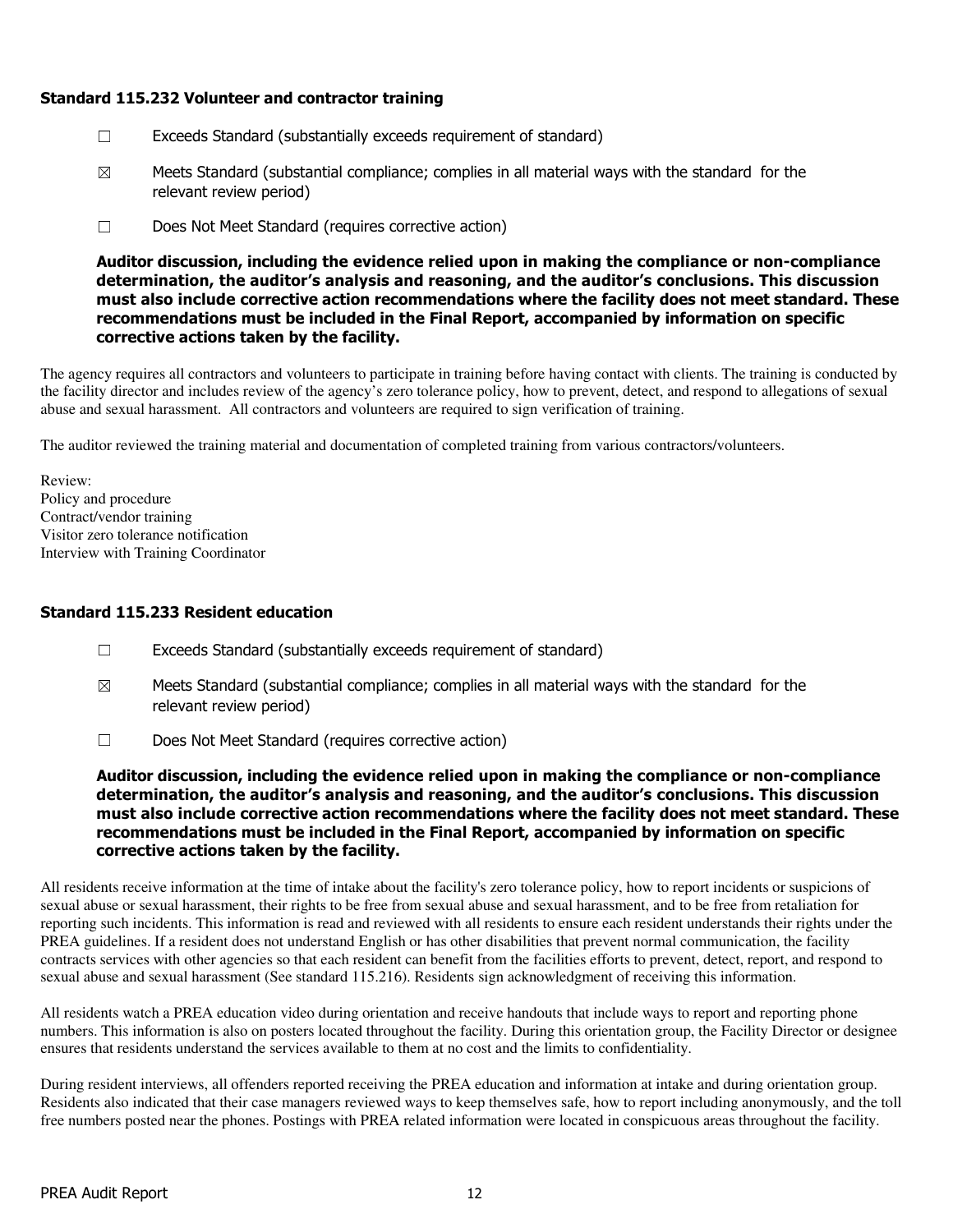### Standard 115.232 Volunteer and contractor training

☐ Exceeds Standard (substantially exceeds requirement of standard)

☒ Meets Standard (substantial compliance; complies in all material ways with the standard for the relevant review period)

☐ Does Not Meet Standard (requires corrective action)

**Auditor discussion, including the evidence relied upon in making the compliance or non-compliance determination, the auditor's analysis and reasoning, and the auditor's conclusions. This discussion must also include corrective action recommendations where the facility does not meet standard. These recommendations must be included in the Final Report, accompanied by information on specific corrective actions taken by the facility.**

The agency requires all contractors and volunteers to participate in training before having contact with clients. The training is conducted by the facility director and includes review of the agency's zero tolerance policy, how to prevent, detect, and respond to allegations of sexual abuse and sexual harassment. All contractors and volunteers are required to sign verification of training.

The auditor reviewed the training material and documentation of completed training from various contractors/volunteers.

Review:
Policy and procedure
Contract/vendor training
Visitor zero tolerance notification
Interview with Training Coordinator

### Standard 115.233 Resident education

☐ Exceeds Standard (substantially exceeds requirement of standard)

☒ Meets Standard (substantial compliance; complies in all material ways with the standard for the relevant review period)

☐ Does Not Meet Standard (requires corrective action)

**Auditor discussion, including the evidence relied upon in making the compliance or non-compliance determination, the auditor's analysis and reasoning, and the auditor's conclusions. This discussion must also include corrective action recommendations where the facility does not meet standard. These recommendations must be included in the Final Report, accompanied by information on specific corrective actions taken by the facility.**

All residents receive information at the time of intake about the facility's zero tolerance policy, how to report incidents or suspicions of sexual abuse or sexual harassment, their rights to be free from sexual abuse and sexual harassment, and to be free from retaliation for reporting such incidents. This information is read and reviewed with all residents to ensure each resident understands their rights under the PREA guidelines. If a resident does not understand English or has other disabilities that prevent normal communication, the facility contracts services with other agencies so that each resident can benefit from the facilities efforts to prevent, detect, report, and respond to sexual abuse and sexual harassment (See standard 115.216). Residents sign acknowledgment of receiving this information.

All residents watch a PREA education video during orientation and receive handouts that include ways to report and reporting phone numbers. This information is also on posters located throughout the facility. During this orientation group, the Facility Director or designee ensures that residents understand the services available to them at no cost and the limits to confidentiality.

During resident interviews, all offenders reported receiving the PREA education and information at intake and during orientation group. Residents also indicated that their case managers reviewed ways to keep themselves safe, how to report including anonymously, and the toll free numbers posted near the phones. Postings with PREA related information were located in conspicuous areas throughout the facility.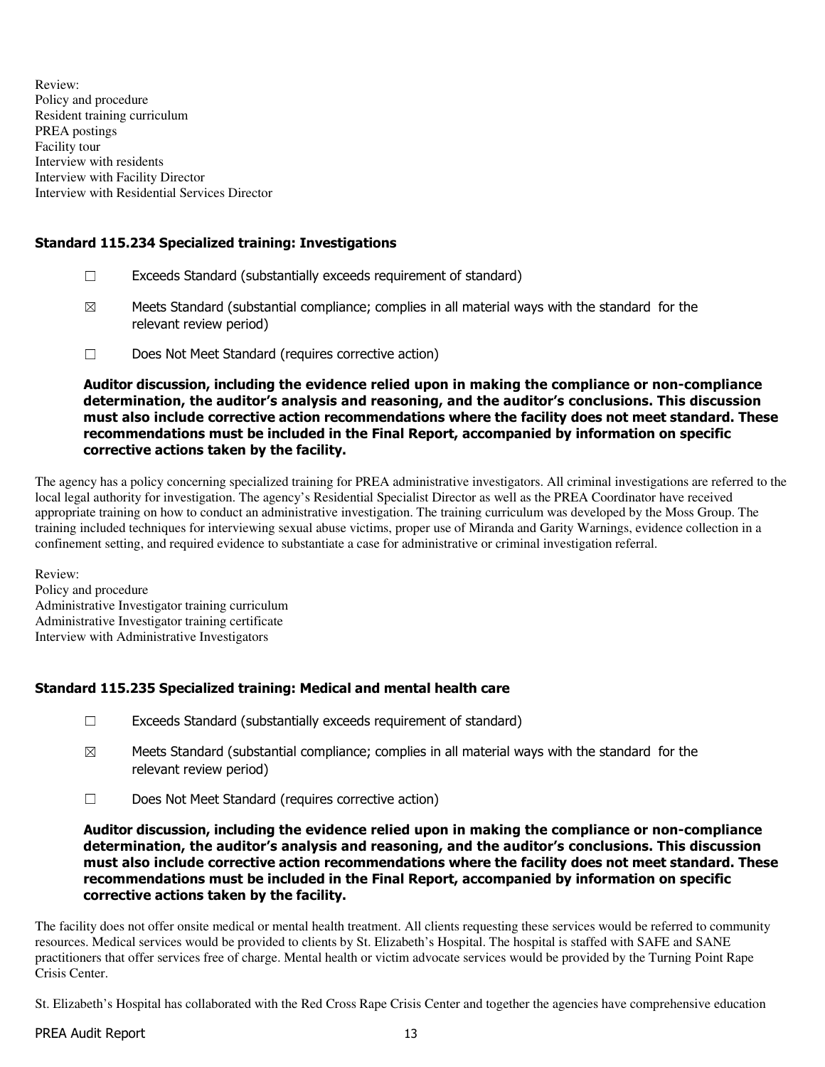Review:
Policy and procedure
Resident training curriculum
PREA postings
Facility tour
Interview with residents
Interview with Facility Director
Interview with Residential Services Director

### Standard 115.234 Specialized training: Investigations

☐ Exceeds Standard (substantially exceeds requirement of standard)

☒ Meets Standard (substantial compliance; complies in all material ways with the standard for the relevant review period)

☐ Does Not Meet Standard (requires corrective action)

**Auditor discussion, including the evidence relied upon in making the compliance or non-compliance determination, the auditor's analysis and reasoning, and the auditor's conclusions. This discussion must also include corrective action recommendations where the facility does not meet standard. These recommendations must be included in the Final Report, accompanied by information on specific corrective actions taken by the facility.**

The agency has a policy concerning specialized training for PREA administrative investigators. All criminal investigations are referred to the local legal authority for investigation. The agency's Residential Specialist Director as well as the PREA Coordinator have received appropriate training on how to conduct an administrative investigation. The training curriculum was developed by the Moss Group. The training included techniques for interviewing sexual abuse victims, proper use of Miranda and Garity Warnings, evidence collection in a confinement setting, and required evidence to substantiate a case for administrative or criminal investigation referral.

Review:
Policy and procedure
Administrative Investigator training curriculum
Administrative Investigator training certificate
Interview with Administrative Investigators

### Standard 115.235 Specialized training: Medical and mental health care

☐ Exceeds Standard (substantially exceeds requirement of standard)

☒ Meets Standard (substantial compliance; complies in all material ways with the standard for the relevant review period)

☐ Does Not Meet Standard (requires corrective action)

**Auditor discussion, including the evidence relied upon in making the compliance or non-compliance determination, the auditor's analysis and reasoning, and the auditor's conclusions. This discussion must also include corrective action recommendations where the facility does not meet standard. These recommendations must be included in the Final Report, accompanied by information on specific corrective actions taken by the facility.**

The facility does not offer onsite medical or mental health treatment. All clients requesting these services would be referred to community resources. Medical services would be provided to clients by St. Elizabeth's Hospital. The hospital is staffed with SAFE and SANE practitioners that offer services free of charge. Mental health or victim advocate services would be provided by the Turning Point Rape Crisis Center.

St. Elizabeth's Hospital has collaborated with the Red Cross Rape Crisis Center and together the agencies have comprehensive education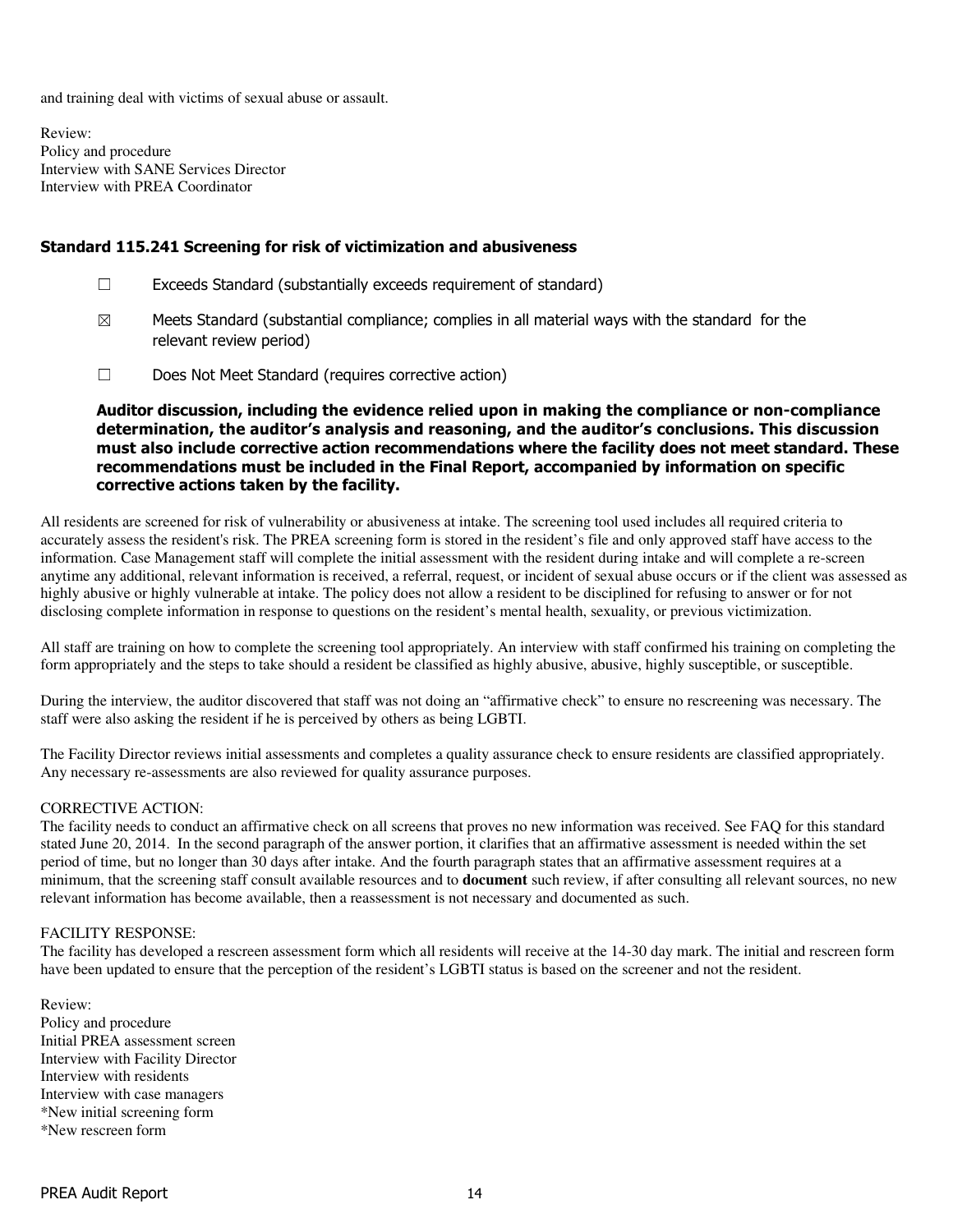and training deal with victims of sexual abuse or assault.

Review:
Policy and procedure
Interview with SANE Services Director
Interview with PREA Coordinator

### Standard 115.241 Screening for risk of victimization and abusiveness

☐ Exceeds Standard (substantially exceeds requirement of standard)

☒ Meets Standard (substantial compliance; complies in all material ways with the standard for the relevant review period)

☐ Does Not Meet Standard (requires corrective action)

**Auditor discussion, including the evidence relied upon in making the compliance or non-compliance determination, the auditor's analysis and reasoning, and the auditor's conclusions. This discussion must also include corrective action recommendations where the facility does not meet standard. These recommendations must be included in the Final Report, accompanied by information on specific corrective actions taken by the facility.**

All residents are screened for risk of vulnerability or abusiveness at intake. The screening tool used includes all required criteria to accurately assess the resident's risk. The PREA screening form is stored in the resident's file and only approved staff have access to the information. Case Management staff will complete the initial assessment with the resident during intake and will complete a re-screen anytime any additional, relevant information is received, a referral, request, or incident of sexual abuse occurs or if the client was assessed as highly abusive or highly vulnerable at intake. The policy does not allow a resident to be disciplined for refusing to answer or for not disclosing complete information in response to questions on the resident's mental health, sexuality, or previous victimization.

All staff are training on how to complete the screening tool appropriately. An interview with staff confirmed his training on completing the form appropriately and the steps to take should a resident be classified as highly abusive, abusive, highly susceptible, or susceptible.

During the interview, the auditor discovered that staff was not doing an "affirmative check" to ensure no rescreening was necessary. The staff were also asking the resident if he is perceived by others as being LGBTI.

The Facility Director reviews initial assessments and completes a quality assurance check to ensure residents are classified appropriately. Any necessary re-assessments are also reviewed for quality assurance purposes.

CORRECTIVE ACTION:
The facility needs to conduct an affirmative check on all screens that proves no new information was received. See FAQ for this standard stated June 20, 2014. In the second paragraph of the answer portion, it clarifies that an affirmative assessment is needed within the set period of time, but no longer than 30 days after intake. And the fourth paragraph states that an affirmative assessment requires at a minimum, that the screening staff consult available resources and to **document** such review, if after consulting all relevant sources, no new relevant information has become available, then a reassessment is not necessary and documented as such.

FACILITY RESPONSE:
The facility has developed a rescreen assessment form which all residents will receive at the 14-30 day mark. The initial and rescreen form have been updated to ensure that the perception of the resident's LGBTI status is based on the screener and not the resident.

Review:
Policy and procedure
Initial PREA assessment screen
Interview with Facility Director
Interview with residents
Interview with case managers
*New initial screening form
*New rescreen form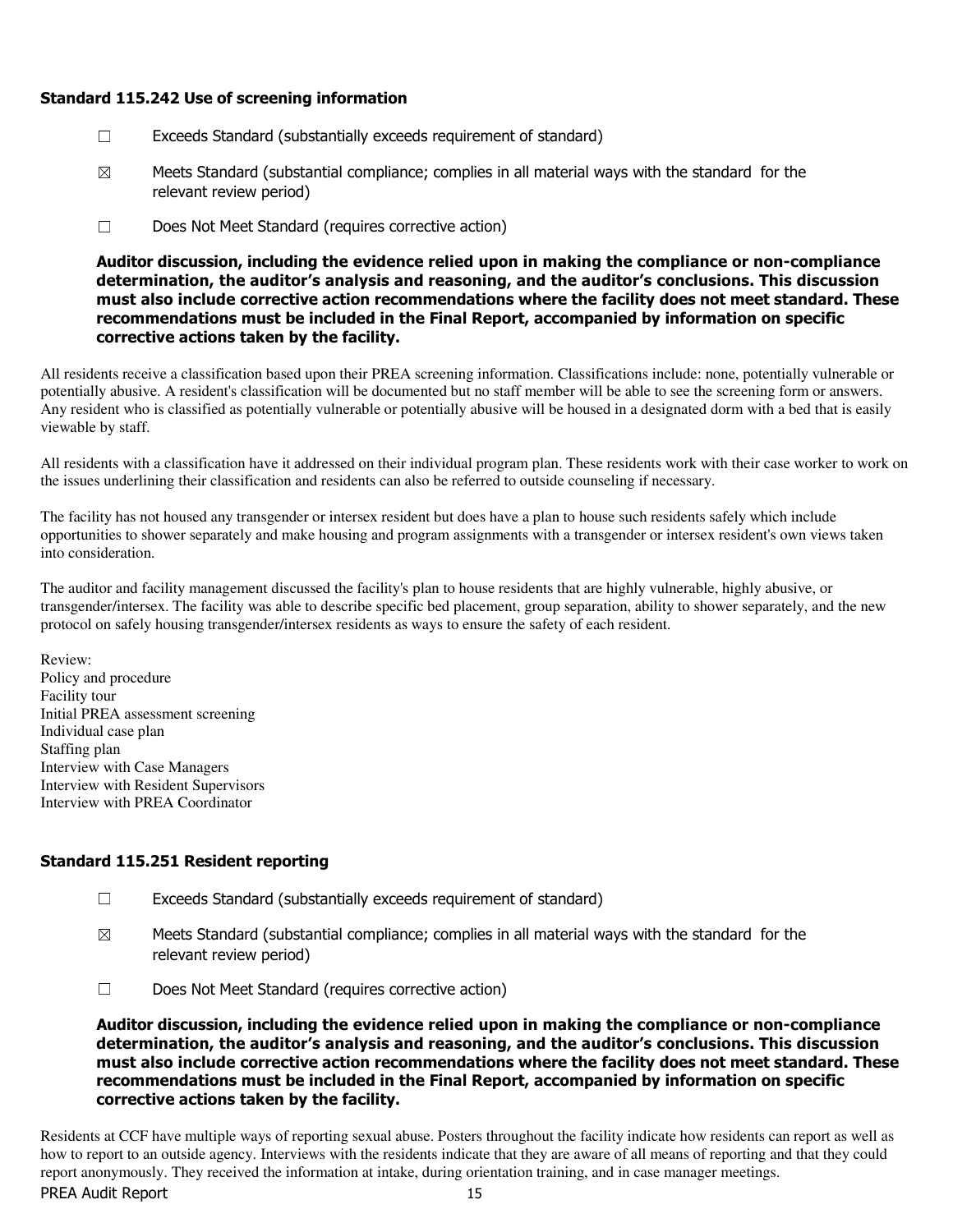### Standard 115.242 Use of screening information

☐ Exceeds Standard (substantially exceeds requirement of standard)

☒ Meets Standard (substantial compliance; complies in all material ways with the standard for the relevant review period)

☐ Does Not Meet Standard (requires corrective action)

**Auditor discussion, including the evidence relied upon in making the compliance or non-compliance determination, the auditor's analysis and reasoning, and the auditor's conclusions. This discussion must also include corrective action recommendations where the facility does not meet standard. These recommendations must be included in the Final Report, accompanied by information on specific corrective actions taken by the facility.**

All residents receive a classification based upon their PREA screening information. Classifications include: none, potentially vulnerable or potentially abusive. A resident's classification will be documented but no staff member will be able to see the screening form or answers. Any resident who is classified as potentially vulnerable or potentially abusive will be housed in a designated dorm with a bed that is easily viewable by staff.

All residents with a classification have it addressed on their individual program plan. These residents work with their case worker to work on the issues underlining their classification and residents can also be referred to outside counseling if necessary.

The facility has not housed any transgender or intersex resident but does have a plan to house such residents safely which include opportunities to shower separately and make housing and program assignments with a transgender or intersex resident's own views taken into consideration.

The auditor and facility management discussed the facility's plan to house residents that are highly vulnerable, highly abusive, or transgender/intersex. The facility was able to describe specific bed placement, group separation, ability to shower separately, and the new protocol on safely housing transgender/intersex residents as ways to ensure the safety of each resident.

Review:
Policy and procedure
Facility tour
Initial PREA assessment screening
Individual case plan
Staffing plan
Interview with Case Managers
Interview with Resident Supervisors
Interview with PREA Coordinator

### Standard 115.251 Resident reporting

☐ Exceeds Standard (substantially exceeds requirement of standard)

☒ Meets Standard (substantial compliance; complies in all material ways with the standard for the relevant review period)

☐ Does Not Meet Standard (requires corrective action)

**Auditor discussion, including the evidence relied upon in making the compliance or non-compliance determination, the auditor's analysis and reasoning, and the auditor's conclusions. This discussion must also include corrective action recommendations where the facility does not meet standard. These recommendations must be included in the Final Report, accompanied by information on specific corrective actions taken by the facility.**

Residents at CCF have multiple ways of reporting sexual abuse. Posters throughout the facility indicate how residents can report as well as how to report to an outside agency. Interviews with the residents indicate that they are aware of all means of reporting and that they could report anonymously. They received the information at intake, during orientation training, and in case manager meetings.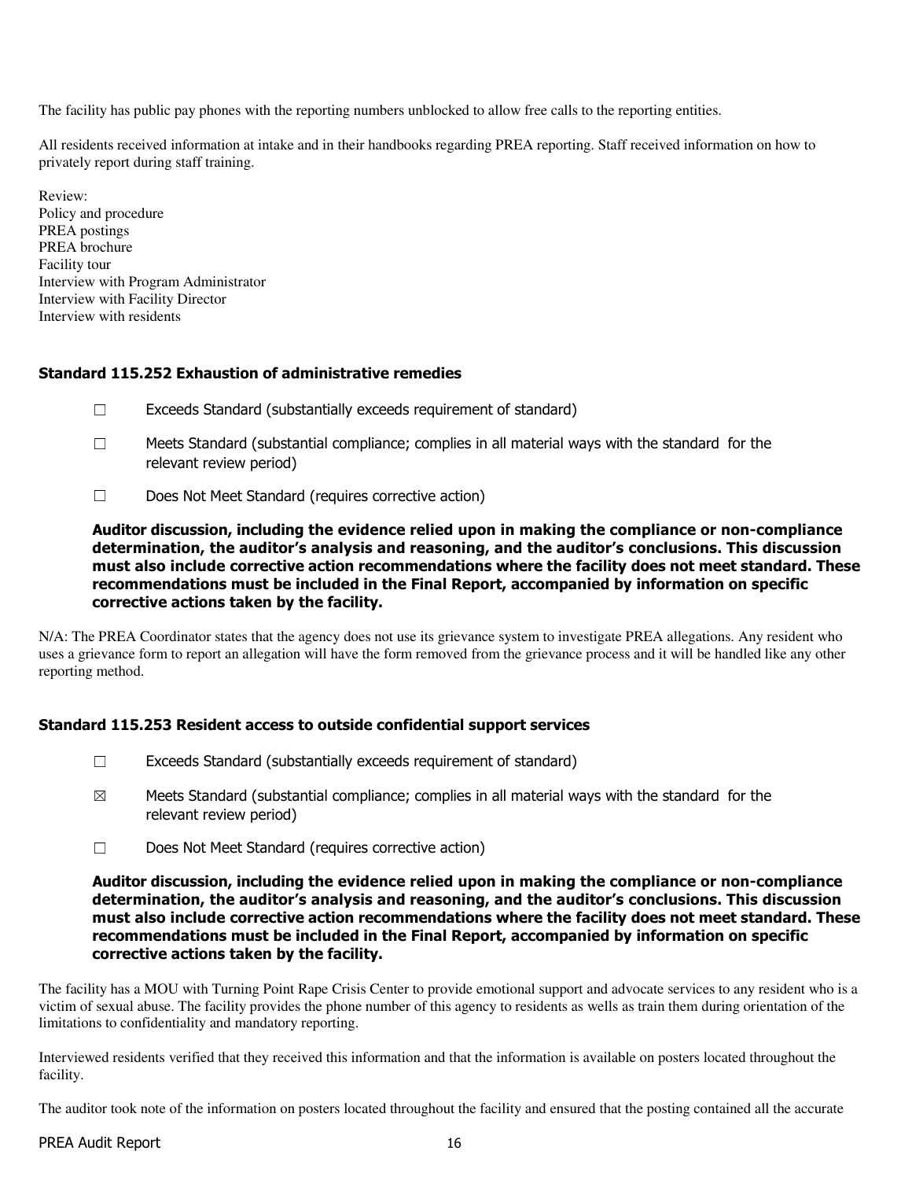The facility has public pay phones with the reporting numbers unblocked to allow free calls to the reporting entities.

All residents received information at intake and in their handbooks regarding PREA reporting. Staff received information on how to privately report during staff training.

Review:
Policy and procedure
PREA postings
PREA brochure
Facility tour
Interview with Program Administrator
Interview with Facility Director
Interview with residents

### Standard 115.252 Exhaustion of administrative remedies

☐ Exceeds Standard (substantially exceeds requirement of standard)

☐ Meets Standard (substantial compliance; complies in all material ways with the standard for the relevant review period)

☐ Does Not Meet Standard (requires corrective action)

**Auditor discussion, including the evidence relied upon in making the compliance or non-compliance determination, the auditor's analysis and reasoning, and the auditor's conclusions. This discussion must also include corrective action recommendations where the facility does not meet standard. These recommendations must be included in the Final Report, accompanied by information on specific corrective actions taken by the facility.**

N/A: The PREA Coordinator states that the agency does not use its grievance system to investigate PREA allegations. Any resident who uses a grievance form to report an allegation will have the form removed from the grievance process and it will be handled like any other reporting method.

### Standard 115.253 Resident access to outside confidential support services

☐ Exceeds Standard (substantially exceeds requirement of standard)

☒ Meets Standard (substantial compliance; complies in all material ways with the standard for the relevant review period)

☐ Does Not Meet Standard (requires corrective action)

**Auditor discussion, including the evidence relied upon in making the compliance or non-compliance determination, the auditor's analysis and reasoning, and the auditor's conclusions. This discussion must also include corrective action recommendations where the facility does not meet standard. These recommendations must be included in the Final Report, accompanied by information on specific corrective actions taken by the facility.**

The facility has a MOU with Turning Point Rape Crisis Center to provide emotional support and advocate services to any resident who is a victim of sexual abuse. The facility provides the phone number of this agency to residents as wells as train them during orientation of the limitations to confidentiality and mandatory reporting.

Interviewed residents verified that they received this information and that the information is available on posters located throughout the facility.

The auditor took note of the information on posters located throughout the facility and ensured that the posting contained all the accurate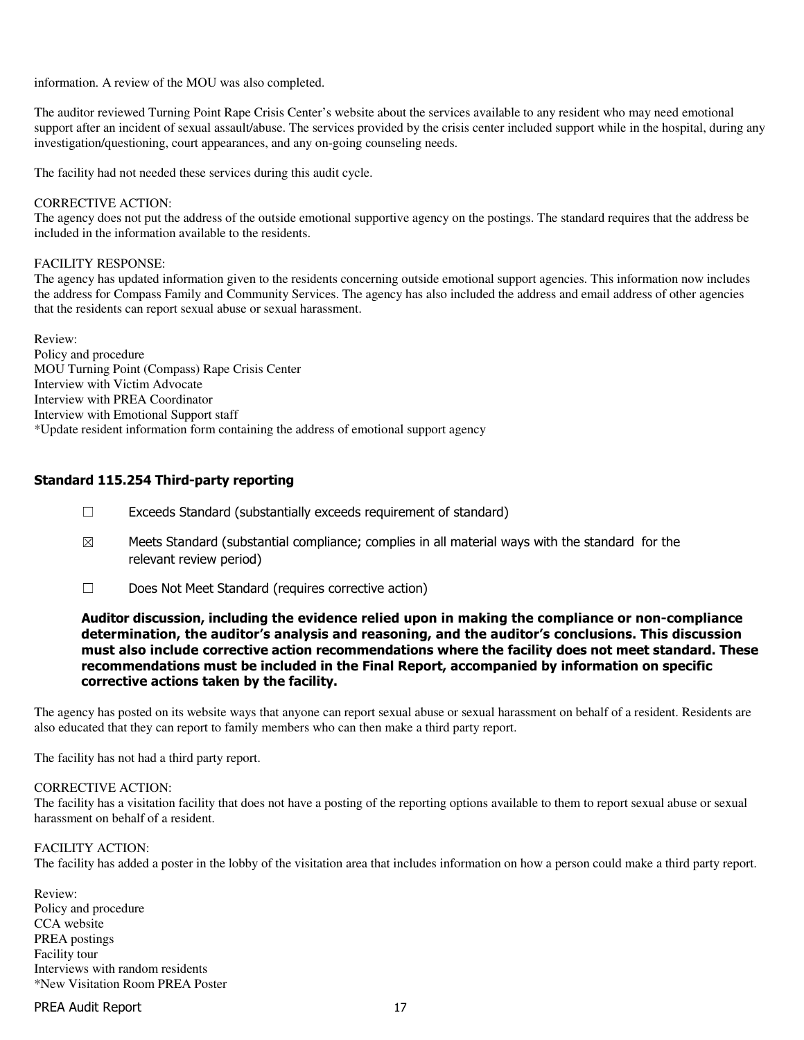information. A review of the MOU was also completed.

The auditor reviewed Turning Point Rape Crisis Center's website about the services available to any resident who may need emotional support after an incident of sexual assault/abuse. The services provided by the crisis center included support while in the hospital, during any investigation/questioning, court appearances, and any on-going counseling needs.

The facility had not needed these services during this audit cycle.

CORRECTIVE ACTION:
The agency does not put the address of the outside emotional supportive agency on the postings. The standard requires that the address be included in the information available to the residents.

FACILITY RESPONSE:
The agency has updated information given to the residents concerning outside emotional support agencies. This information now includes the address for Compass Family and Community Services. The agency has also included the address and email address of other agencies that the residents can report sexual abuse or sexual harassment.

Review:
Policy and procedure
MOU Turning Point (Compass) Rape Crisis Center
Interview with Victim Advocate
Interview with PREA Coordinator
Interview with Emotional Support staff
*Update resident information form containing the address of emotional support agency

### Standard 115.254 Third-party reporting

☐ Exceeds Standard (substantially exceeds requirement of standard)

☒ Meets Standard (substantial compliance; complies in all material ways with the standard for the relevant review period)

☐ Does Not Meet Standard (requires corrective action)

**Auditor discussion, including the evidence relied upon in making the compliance or non-compliance determination, the auditor's analysis and reasoning, and the auditor's conclusions. This discussion must also include corrective action recommendations where the facility does not meet standard. These recommendations must be included in the Final Report, accompanied by information on specific corrective actions taken by the facility.**

The agency has posted on its website ways that anyone can report sexual abuse or sexual harassment on behalf of a resident. Residents are also educated that they can report to family members who can then make a third party report.

The facility has not had a third party report.

CORRECTIVE ACTION:
The facility has a visitation facility that does not have a posting of the reporting options available to them to report sexual abuse or sexual harassment on behalf of a resident.

FACILITY ACTION:
The facility has added a poster in the lobby of the visitation area that includes information on how a person could make a third party report.

Review:
Policy and procedure
CCA website
PREA postings
Facility tour
Interviews with random residents
*New Visitation Room PREA Poster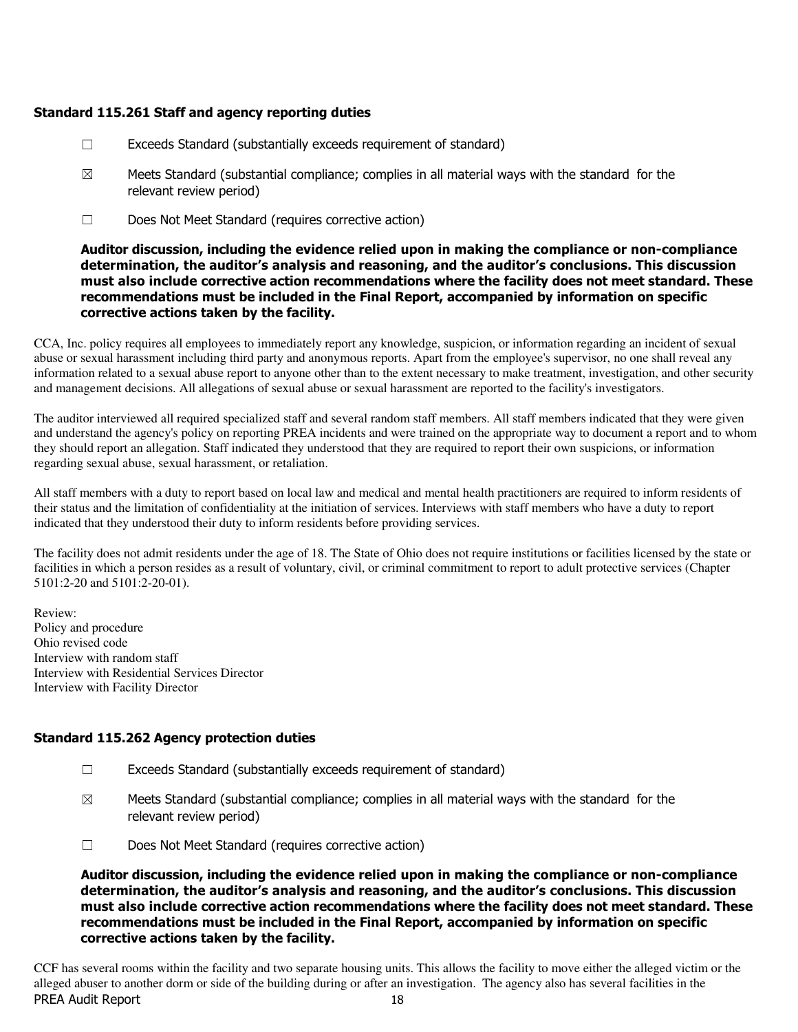### Standard 115.261 Staff and agency reporting duties

☐ Exceeds Standard (substantially exceeds requirement of standard)

☒ Meets Standard (substantial compliance; complies in all material ways with the standard for the relevant review period)

☐ Does Not Meet Standard (requires corrective action)

**Auditor discussion, including the evidence relied upon in making the compliance or non-compliance determination, the auditor's analysis and reasoning, and the auditor's conclusions. This discussion must also include corrective action recommendations where the facility does not meet standard. These recommendations must be included in the Final Report, accompanied by information on specific corrective actions taken by the facility.**

CCA, Inc. policy requires all employees to immediately report any knowledge, suspicion, or information regarding an incident of sexual abuse or sexual harassment including third party and anonymous reports. Apart from the employee's supervisor, no one shall reveal any information related to a sexual abuse report to anyone other than to the extent necessary to make treatment, investigation, and other security and management decisions. All allegations of sexual abuse or sexual harassment are reported to the facility's investigators.

The auditor interviewed all required specialized staff and several random staff members. All staff members indicated that they were given and understand the agency's policy on reporting PREA incidents and were trained on the appropriate way to document a report and to whom they should report an allegation. Staff indicated they understood that they are required to report their own suspicions, or information regarding sexual abuse, sexual harassment, or retaliation.

All staff members with a duty to report based on local law and medical and mental health practitioners are required to inform residents of their status and the limitation of confidentiality at the initiation of services. Interviews with staff members who have a duty to report indicated that they understood their duty to inform residents before providing services.

The facility does not admit residents under the age of 18. The State of Ohio does not require institutions or facilities licensed by the state or facilities in which a person resides as a result of voluntary, civil, or criminal commitment to report to adult protective services (Chapter 5101:2-20 and 5101:2-20-01).

Review:
Policy and procedure
Ohio revised code
Interview with random staff
Interview with Residential Services Director
Interview with Facility Director

### Standard 115.262 Agency protection duties

☐ Exceeds Standard (substantially exceeds requirement of standard)

☒ Meets Standard (substantial compliance; complies in all material ways with the standard for the relevant review period)

☐ Does Not Meet Standard (requires corrective action)

**Auditor discussion, including the evidence relied upon in making the compliance or non-compliance determination, the auditor's analysis and reasoning, and the auditor's conclusions. This discussion must also include corrective action recommendations where the facility does not meet standard. These recommendations must be included in the Final Report, accompanied by information on specific corrective actions taken by the facility.**

CCF has several rooms within the facility and two separate housing units. This allows the facility to move either the alleged victim or the alleged abuser to another dorm or side of the building during or after an investigation. The agency also has several facilities in the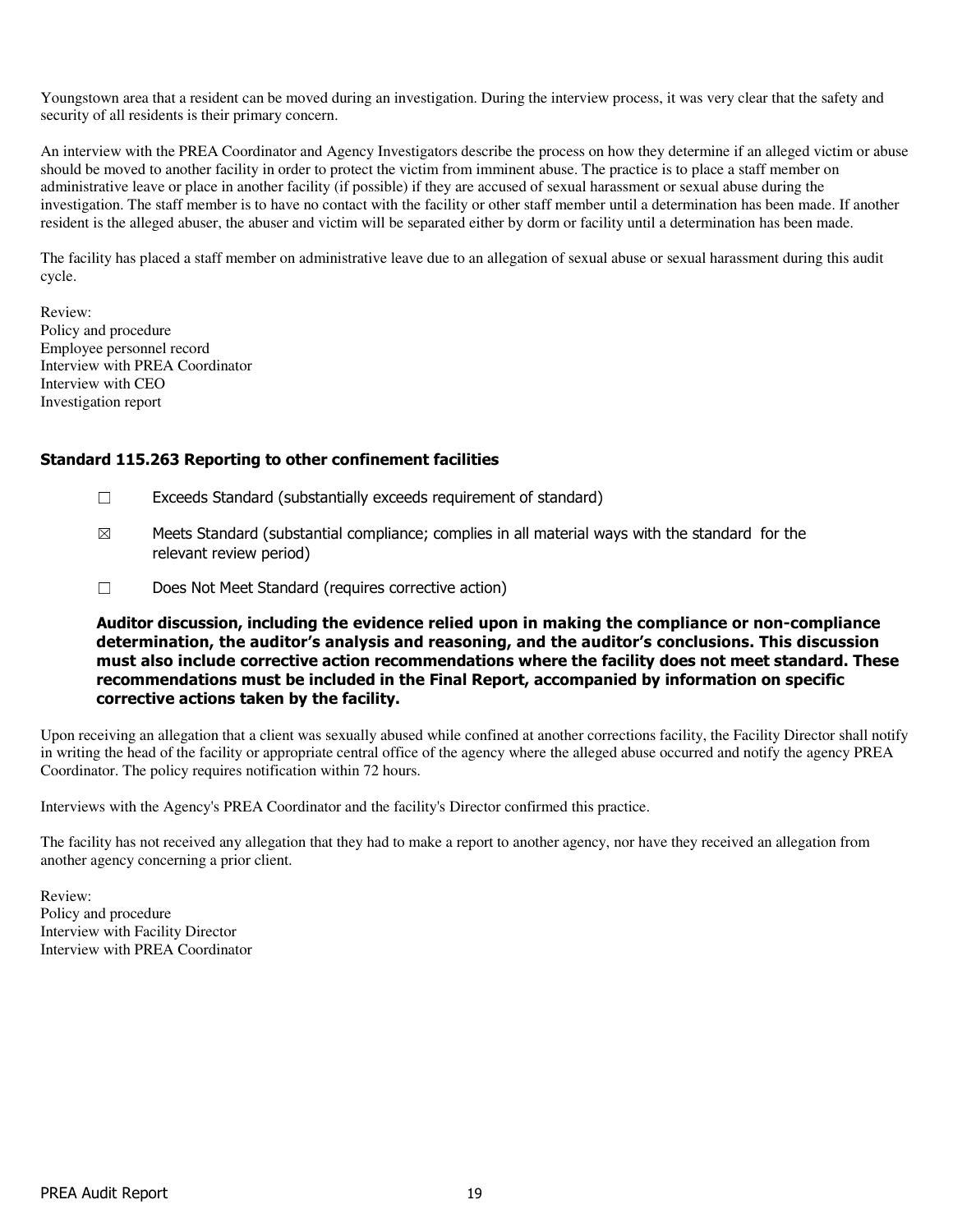Youngstown area that a resident can be moved during an investigation. During the interview process, it was very clear that the safety and security of all residents is their primary concern.

An interview with the PREA Coordinator and Agency Investigators describe the process on how they determine if an alleged victim or abuse should be moved to another facility in order to protect the victim from imminent abuse. The practice is to place a staff member on administrative leave or place in another facility (if possible) if they are accused of sexual harassment or sexual abuse during the investigation. The staff member is to have no contact with the facility or other staff member until a determination has been made. If another resident is the alleged abuser, the abuser and victim will be separated either by dorm or facility until a determination has been made.

The facility has placed a staff member on administrative leave due to an allegation of sexual abuse or sexual harassment during this audit cycle.

Review:
Policy and procedure
Employee personnel record
Interview with PREA Coordinator
Interview with CEO
Investigation report

### Standard 115.263 Reporting to other confinement facilities

☐ Exceeds Standard (substantially exceeds requirement of standard)

☒ Meets Standard (substantial compliance; complies in all material ways with the standard for the relevant review period)

☐ Does Not Meet Standard (requires corrective action)

**Auditor discussion, including the evidence relied upon in making the compliance or non-compliance determination, the auditor's analysis and reasoning, and the auditor's conclusions. This discussion must also include corrective action recommendations where the facility does not meet standard. These recommendations must be included in the Final Report, accompanied by information on specific corrective actions taken by the facility.**

Upon receiving an allegation that a client was sexually abused while confined at another corrections facility, the Facility Director shall notify in writing the head of the facility or appropriate central office of the agency where the alleged abuse occurred and notify the agency PREA Coordinator. The policy requires notification within 72 hours.

Interviews with the Agency's PREA Coordinator and the facility's Director confirmed this practice.

The facility has not received any allegation that they had to make a report to another agency, nor have they received an allegation from another agency concerning a prior client.

Review:
Policy and procedure
Interview with Facility Director
Interview with PREA Coordinator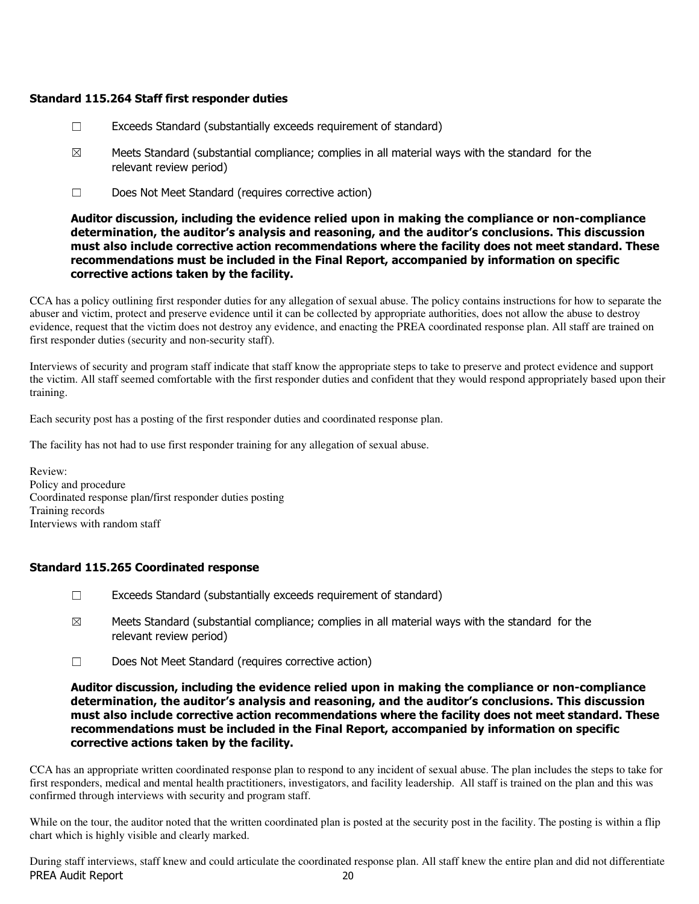### Standard 115.264 Staff first responder duties

☐ Exceeds Standard (substantially exceeds requirement of standard)

☒ Meets Standard (substantial compliance; complies in all material ways with the standard for the relevant review period)

☐ Does Not Meet Standard (requires corrective action)

**Auditor discussion, including the evidence relied upon in making the compliance or non-compliance determination, the auditor's analysis and reasoning, and the auditor's conclusions. This discussion must also include corrective action recommendations where the facility does not meet standard. These recommendations must be included in the Final Report, accompanied by information on specific corrective actions taken by the facility.**

CCA has a policy outlining first responder duties for any allegation of sexual abuse. The policy contains instructions for how to separate the abuser and victim, protect and preserve evidence until it can be collected by appropriate authorities, does not allow the abuse to destroy evidence, request that the victim does not destroy any evidence, and enacting the PREA coordinated response plan. All staff are trained on first responder duties (security and non-security staff).

Interviews of security and program staff indicate that staff know the appropriate steps to take to preserve and protect evidence and support the victim. All staff seemed comfortable with the first responder duties and confident that they would respond appropriately based upon their training.

Each security post has a posting of the first responder duties and coordinated response plan.

The facility has not had to use first responder training for any allegation of sexual abuse.

Review:
Policy and procedure
Coordinated response plan/first responder duties posting
Training records
Interviews with random staff

### Standard 115.265 Coordinated response

☐ Exceeds Standard (substantially exceeds requirement of standard)

☒ Meets Standard (substantial compliance; complies in all material ways with the standard for the relevant review period)

☐ Does Not Meet Standard (requires corrective action)

**Auditor discussion, including the evidence relied upon in making the compliance or non-compliance determination, the auditor's analysis and reasoning, and the auditor's conclusions. This discussion must also include corrective action recommendations where the facility does not meet standard. These recommendations must be included in the Final Report, accompanied by information on specific corrective actions taken by the facility.**

CCA has an appropriate written coordinated response plan to respond to any incident of sexual abuse. The plan includes the steps to take for first responders, medical and mental health practitioners, investigators, and facility leadership. All staff is trained on the plan and this was confirmed through interviews with security and program staff.

While on the tour, the auditor noted that the written coordinated plan is posted at the security post in the facility. The posting is within a flip chart which is highly visible and clearly marked.

During staff interviews, staff knew and could articulate the coordinated response plan. All staff knew the entire plan and did not differentiate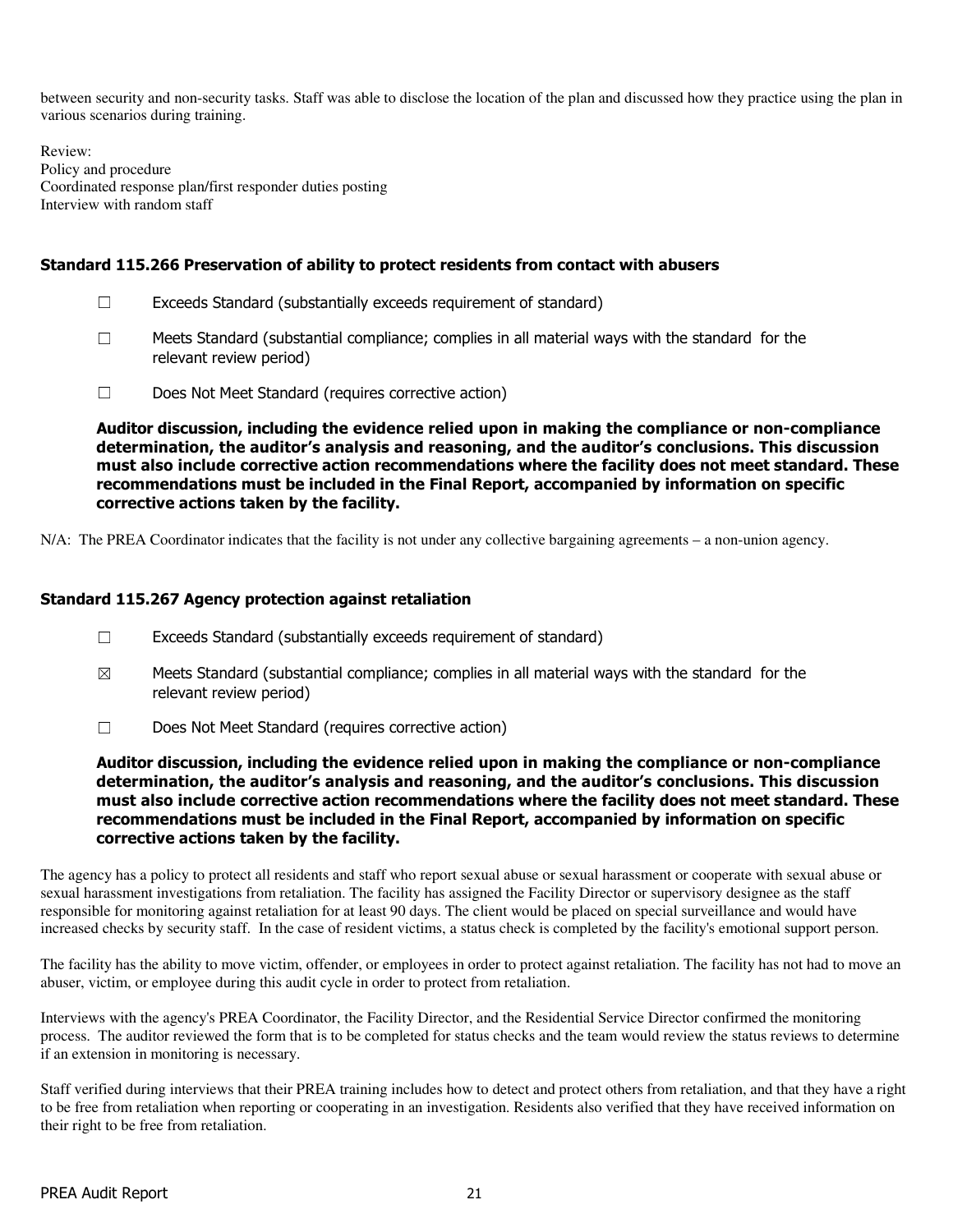between security and non-security tasks. Staff was able to disclose the location of the plan and discussed how they practice using the plan in various scenarios during training.

Review:
Policy and procedure
Coordinated response plan/first responder duties posting
Interview with random staff

### Standard 115.266 Preservation of ability to protect residents from contact with abusers

☐ Exceeds Standard (substantially exceeds requirement of standard)

☐ Meets Standard (substantial compliance; complies in all material ways with the standard for the relevant review period)

☐ Does Not Meet Standard (requires corrective action)

**Auditor discussion, including the evidence relied upon in making the compliance or non-compliance determination, the auditor's analysis and reasoning, and the auditor's conclusions. This discussion must also include corrective action recommendations where the facility does not meet standard. These recommendations must be included in the Final Report, accompanied by information on specific corrective actions taken by the facility.**

N/A: The PREA Coordinator indicates that the facility is not under any collective bargaining agreements – a non-union agency.

### Standard 115.267 Agency protection against retaliation

☐ Exceeds Standard (substantially exceeds requirement of standard)

☒ Meets Standard (substantial compliance; complies in all material ways with the standard for the relevant review period)

☐ Does Not Meet Standard (requires corrective action)

**Auditor discussion, including the evidence relied upon in making the compliance or non-compliance determination, the auditor's analysis and reasoning, and the auditor's conclusions. This discussion must also include corrective action recommendations where the facility does not meet standard. These recommendations must be included in the Final Report, accompanied by information on specific corrective actions taken by the facility.**

The agency has a policy to protect all residents and staff who report sexual abuse or sexual harassment or cooperate with sexual abuse or sexual harassment investigations from retaliation. The facility has assigned the Facility Director or supervisory designee as the staff responsible for monitoring against retaliation for at least 90 days. The client would be placed on special surveillance and would have increased checks by security staff. In the case of resident victims, a status check is completed by the facility's emotional support person.

The facility has the ability to move victim, offender, or employees in order to protect against retaliation. The facility has not had to move an abuser, victim, or employee during this audit cycle in order to protect from retaliation.

Interviews with the agency's PREA Coordinator, the Facility Director, and the Residential Service Director confirmed the monitoring process. The auditor reviewed the form that is to be completed for status checks and the team would review the status reviews to determine if an extension in monitoring is necessary.

Staff verified during interviews that their PREA training includes how to detect and protect others from retaliation, and that they have a right to be free from retaliation when reporting or cooperating in an investigation. Residents also verified that they have received information on their right to be free from retaliation.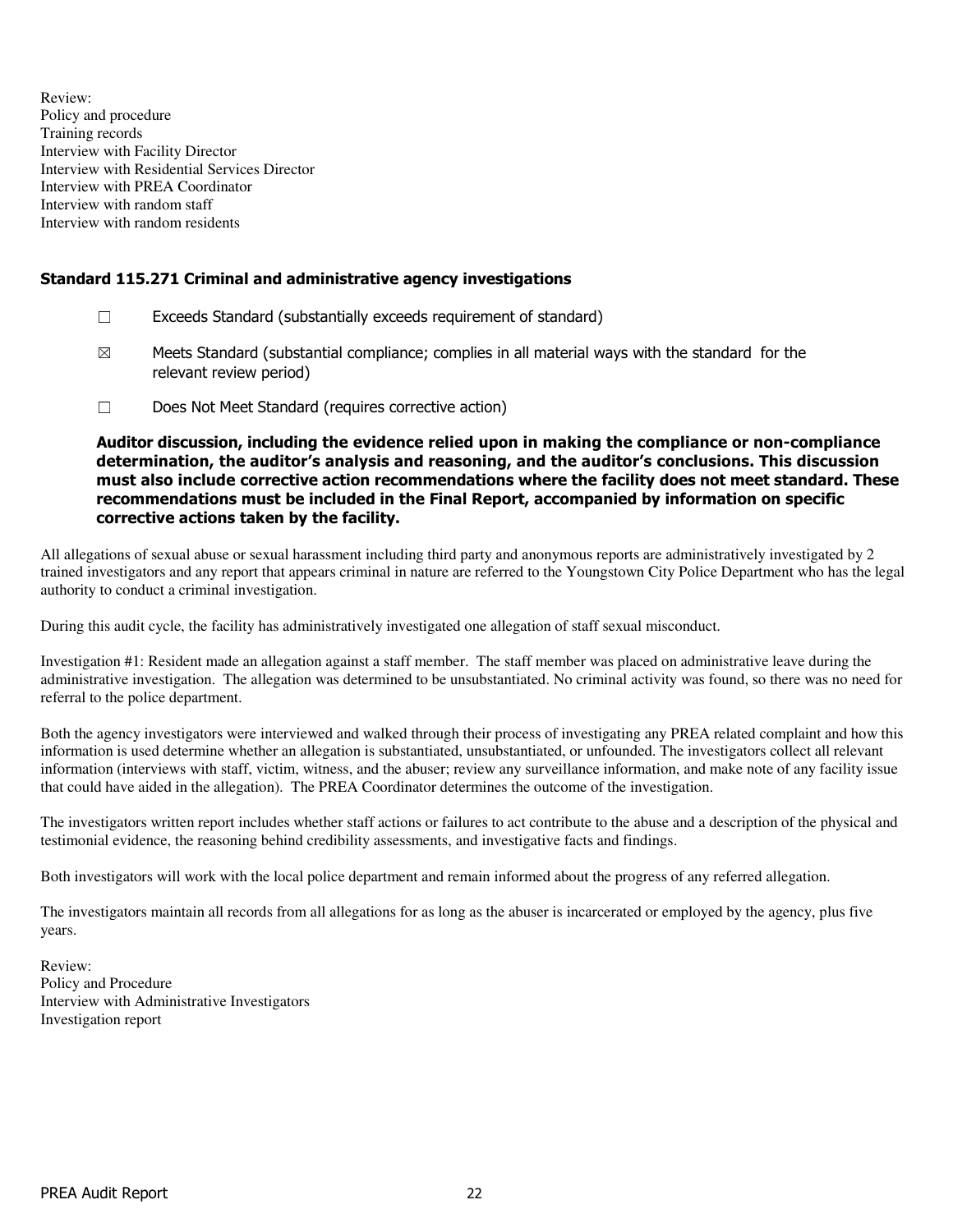Review:
Policy and procedure
Training records
Interview with Facility Director
Interview with Residential Services Director
Interview with PREA Coordinator
Interview with random staff
Interview with random residents

### Standard 115.271 Criminal and administrative agency investigations

☐ Exceeds Standard (substantially exceeds requirement of standard)

☒ Meets Standard (substantial compliance; complies in all material ways with the standard for the relevant review period)

☐ Does Not Meet Standard (requires corrective action)

**Auditor discussion, including the evidence relied upon in making the compliance or non-compliance determination, the auditor's analysis and reasoning, and the auditor's conclusions. This discussion must also include corrective action recommendations where the facility does not meet standard. These recommendations must be included in the Final Report, accompanied by information on specific corrective actions taken by the facility.**

All allegations of sexual abuse or sexual harassment including third party and anonymous reports are administratively investigated by 2 trained investigators and any report that appears criminal in nature are referred to the Youngstown City Police Department who has the legal authority to conduct a criminal investigation.

During this audit cycle, the facility has administratively investigated one allegation of staff sexual misconduct.

Investigation #1: Resident made an allegation against a staff member. The staff member was placed on administrative leave during the administrative investigation. The allegation was determined to be unsubstantiated. No criminal activity was found, so there was no need for referral to the police department.

Both the agency investigators were interviewed and walked through their process of investigating any PREA related complaint and how this information is used determine whether an allegation is substantiated, unsubstantiated, or unfounded. The investigators collect all relevant information (interviews with staff, victim, witness, and the abuser; review any surveillance information, and make note of any facility issue that could have aided in the allegation). The PREA Coordinator determines the outcome of the investigation.

The investigators written report includes whether staff actions or failures to act contribute to the abuse and a description of the physical and testimonial evidence, the reasoning behind credibility assessments, and investigative facts and findings.

Both investigators will work with the local police department and remain informed about the progress of any referred allegation.

The investigators maintain all records from all allegations for as long as the abuser is incarcerated or employed by the agency, plus five years.

Review:
Policy and Procedure
Interview with Administrative Investigators
Investigation report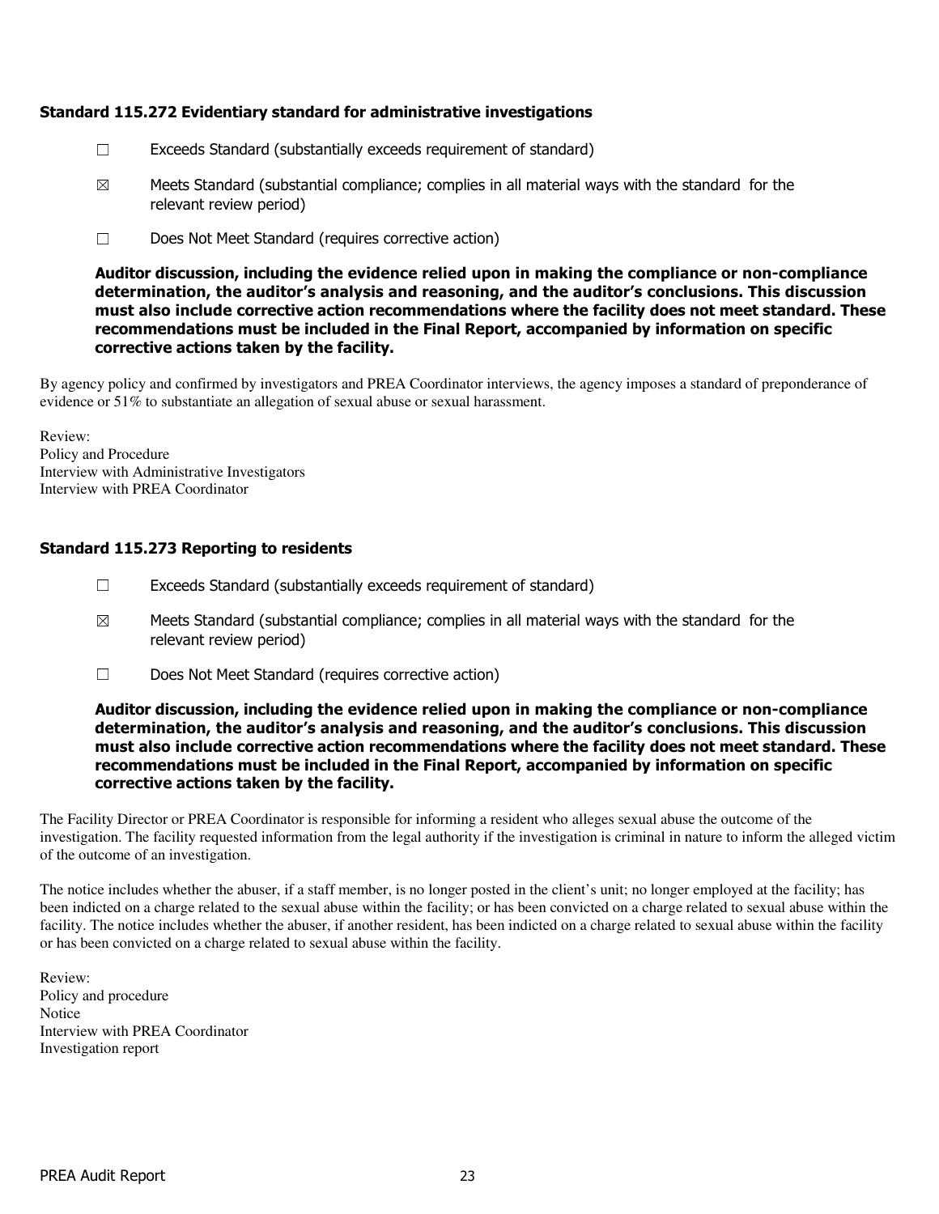### Standard 115.272 Evidentiary standard for administrative investigations

☐ Exceeds Standard (substantially exceeds requirement of standard)

☒ Meets Standard (substantial compliance; complies in all material ways with the standard for the relevant review period)

☐ Does Not Meet Standard (requires corrective action)

**Auditor discussion, including the evidence relied upon in making the compliance or non-compliance determination, the auditor's analysis and reasoning, and the auditor's conclusions. This discussion must also include corrective action recommendations where the facility does not meet standard. These recommendations must be included in the Final Report, accompanied by information on specific corrective actions taken by the facility.**

By agency policy and confirmed by investigators and PREA Coordinator interviews, the agency imposes a standard of preponderance of evidence or 51% to substantiate an allegation of sexual abuse or sexual harassment.

Review:
Policy and Procedure
Interview with Administrative Investigators
Interview with PREA Coordinator

### Standard 115.273 Reporting to residents

☐ Exceeds Standard (substantially exceeds requirement of standard)

☒ Meets Standard (substantial compliance; complies in all material ways with the standard for the relevant review period)

☐ Does Not Meet Standard (requires corrective action)

**Auditor discussion, including the evidence relied upon in making the compliance or non-compliance determination, the auditor's analysis and reasoning, and the auditor's conclusions. This discussion must also include corrective action recommendations where the facility does not meet standard. These recommendations must be included in the Final Report, accompanied by information on specific corrective actions taken by the facility.**

The Facility Director or PREA Coordinator is responsible for informing a resident who alleges sexual abuse the outcome of the investigation. The facility requested information from the legal authority if the investigation is criminal in nature to inform the alleged victim of the outcome of an investigation.

The notice includes whether the abuser, if a staff member, is no longer posted in the client's unit; no longer employed at the facility; has been indicted on a charge related to the sexual abuse within the facility; or has been convicted on a charge related to sexual abuse within the facility. The notice includes whether the abuser, if another resident, has been indicted on a charge related to sexual abuse within the facility or has been convicted on a charge related to sexual abuse within the facility.

Review:
Policy and procedure
Notice
Interview with PREA Coordinator
Investigation report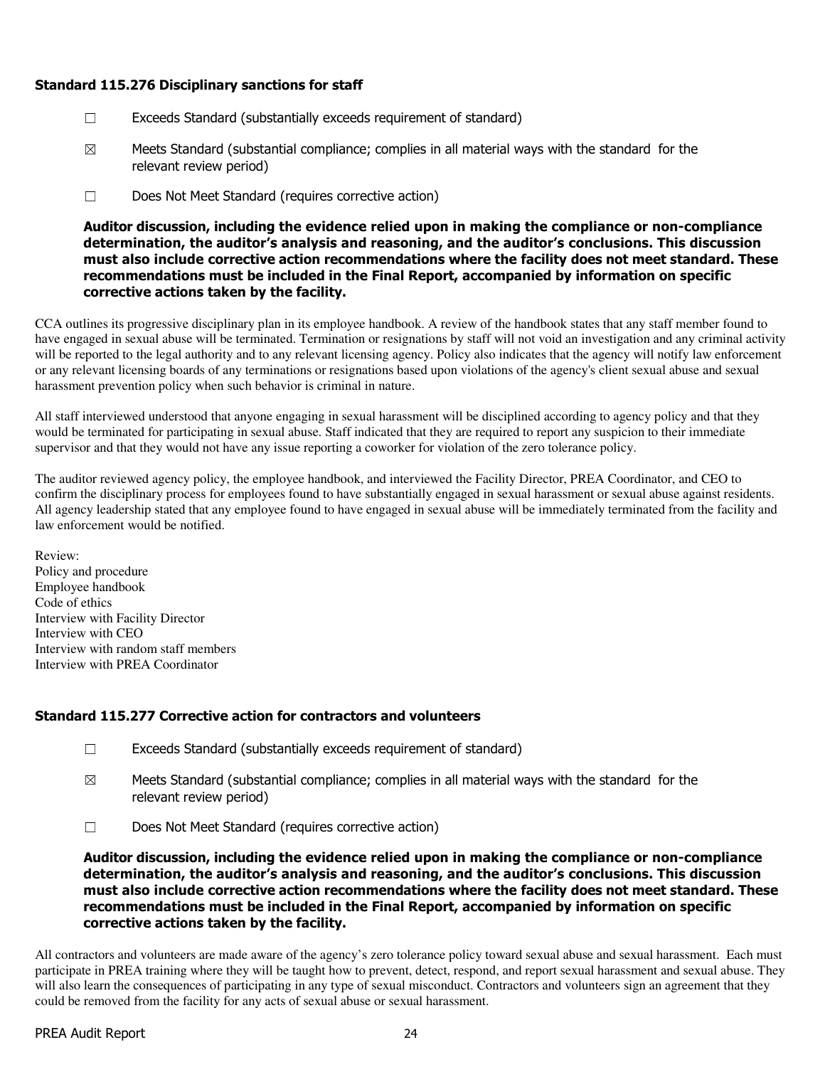### Standard 115.276 Disciplinary sanctions for staff

☐ Exceeds Standard (substantially exceeds requirement of standard)

☒ Meets Standard (substantial compliance; complies in all material ways with the standard for the relevant review period)

☐ Does Not Meet Standard (requires corrective action)

**Auditor discussion, including the evidence relied upon in making the compliance or non-compliance determination, the auditor's analysis and reasoning, and the auditor's conclusions. This discussion must also include corrective action recommendations where the facility does not meet standard. These recommendations must be included in the Final Report, accompanied by information on specific corrective actions taken by the facility.**

CCA outlines its progressive disciplinary plan in its employee handbook. A review of the handbook states that any staff member found to have engaged in sexual abuse will be terminated. Termination or resignations by staff will not void an investigation and any criminal activity will be reported to the legal authority and to any relevant licensing agency. Policy also indicates that the agency will notify law enforcement or any relevant licensing boards of any terminations or resignations based upon violations of the agency's client sexual abuse and sexual harassment prevention policy when such behavior is criminal in nature.

All staff interviewed understood that anyone engaging in sexual harassment will be disciplined according to agency policy and that they would be terminated for participating in sexual abuse. Staff indicated that they are required to report any suspicion to their immediate supervisor and that they would not have any issue reporting a coworker for violation of the zero tolerance policy.

The auditor reviewed agency policy, the employee handbook, and interviewed the Facility Director, PREA Coordinator, and CEO to confirm the disciplinary process for employees found to have substantially engaged in sexual harassment or sexual abuse against residents. All agency leadership stated that any employee found to have engaged in sexual abuse will be immediately terminated from the facility and law enforcement would be notified.

Review:
Policy and procedure
Employee handbook
Code of ethics
Interview with Facility Director
Interview with CEO
Interview with random staff members
Interview with PREA Coordinator

### Standard 115.277 Corrective action for contractors and volunteers

☐ Exceeds Standard (substantially exceeds requirement of standard)

☒ Meets Standard (substantial compliance; complies in all material ways with the standard for the relevant review period)

☐ Does Not Meet Standard (requires corrective action)

**Auditor discussion, including the evidence relied upon in making the compliance or non-compliance determination, the auditor's analysis and reasoning, and the auditor's conclusions. This discussion must also include corrective action recommendations where the facility does not meet standard. These recommendations must be included in the Final Report, accompanied by information on specific corrective actions taken by the facility.**

All contractors and volunteers are made aware of the agency's zero tolerance policy toward sexual abuse and sexual harassment. Each must participate in PREA training where they will be taught how to prevent, detect, respond, and report sexual harassment and sexual abuse. They will also learn the consequences of participating in any type of sexual misconduct. Contractors and volunteers sign an agreement that they could be removed from the facility for any acts of sexual abuse or sexual harassment.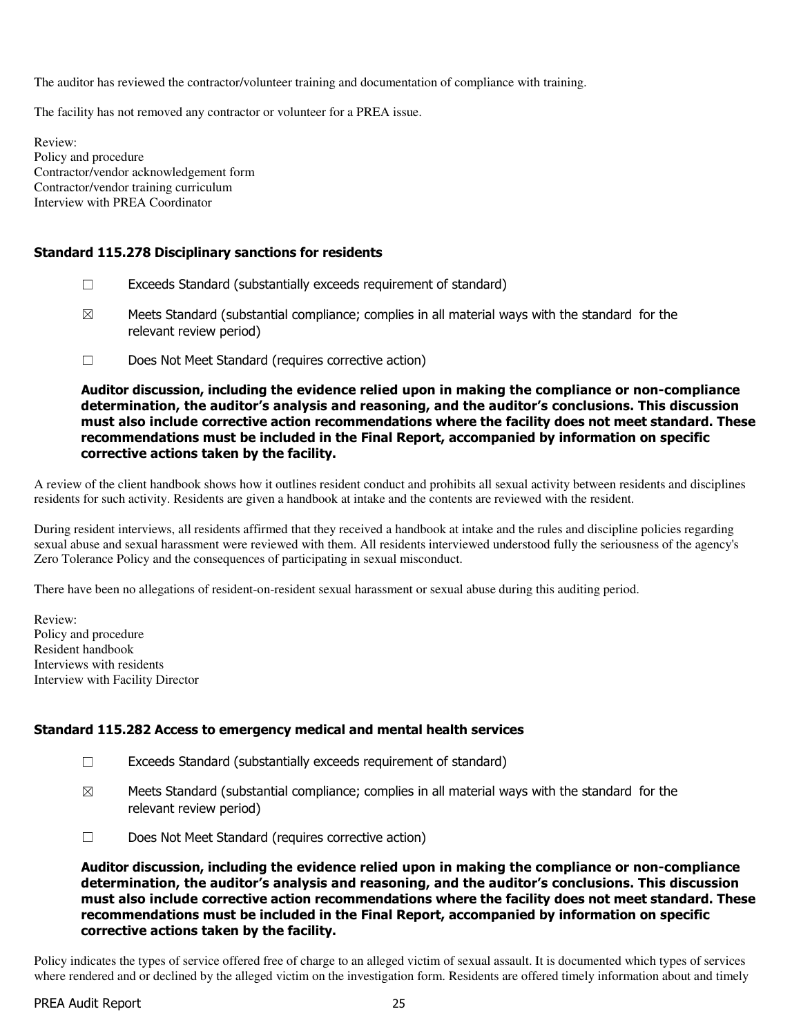The auditor has reviewed the contractor/volunteer training and documentation of compliance with training.

The facility has not removed any contractor or volunteer for a PREA issue.

Review:
Policy and procedure
Contractor/vendor acknowledgement form
Contractor/vendor training curriculum
Interview with PREA Coordinator

### Standard 115.278 Disciplinary sanctions for residents

☐ Exceeds Standard (substantially exceeds requirement of standard)

☒ Meets Standard (substantial compliance; complies in all material ways with the standard for the relevant review period)

☐ Does Not Meet Standard (requires corrective action)

**Auditor discussion, including the evidence relied upon in making the compliance or non-compliance determination, the auditor's analysis and reasoning, and the auditor's conclusions. This discussion must also include corrective action recommendations where the facility does not meet standard. These recommendations must be included in the Final Report, accompanied by information on specific corrective actions taken by the facility.**

A review of the client handbook shows how it outlines resident conduct and prohibits all sexual activity between residents and disciplines residents for such activity. Residents are given a handbook at intake and the contents are reviewed with the resident.

During resident interviews, all residents affirmed that they received a handbook at intake and the rules and discipline policies regarding sexual abuse and sexual harassment were reviewed with them. All residents interviewed understood fully the seriousness of the agency's Zero Tolerance Policy and the consequences of participating in sexual misconduct.

There have been no allegations of resident-on-resident sexual harassment or sexual abuse during this auditing period.

Review:
Policy and procedure
Resident handbook
Interviews with residents
Interview with Facility Director

### Standard 115.282 Access to emergency medical and mental health services

☐ Exceeds Standard (substantially exceeds requirement of standard)

☒ Meets Standard (substantial compliance; complies in all material ways with the standard for the relevant review period)

☐ Does Not Meet Standard (requires corrective action)

**Auditor discussion, including the evidence relied upon in making the compliance or non-compliance determination, the auditor's analysis and reasoning, and the auditor's conclusions. This discussion must also include corrective action recommendations where the facility does not meet standard. These recommendations must be included in the Final Report, accompanied by information on specific corrective actions taken by the facility.**

Policy indicates the types of service offered free of charge to an alleged victim of sexual assault. It is documented which types of services where rendered and or declined by the alleged victim on the investigation form. Residents are offered timely information about and timely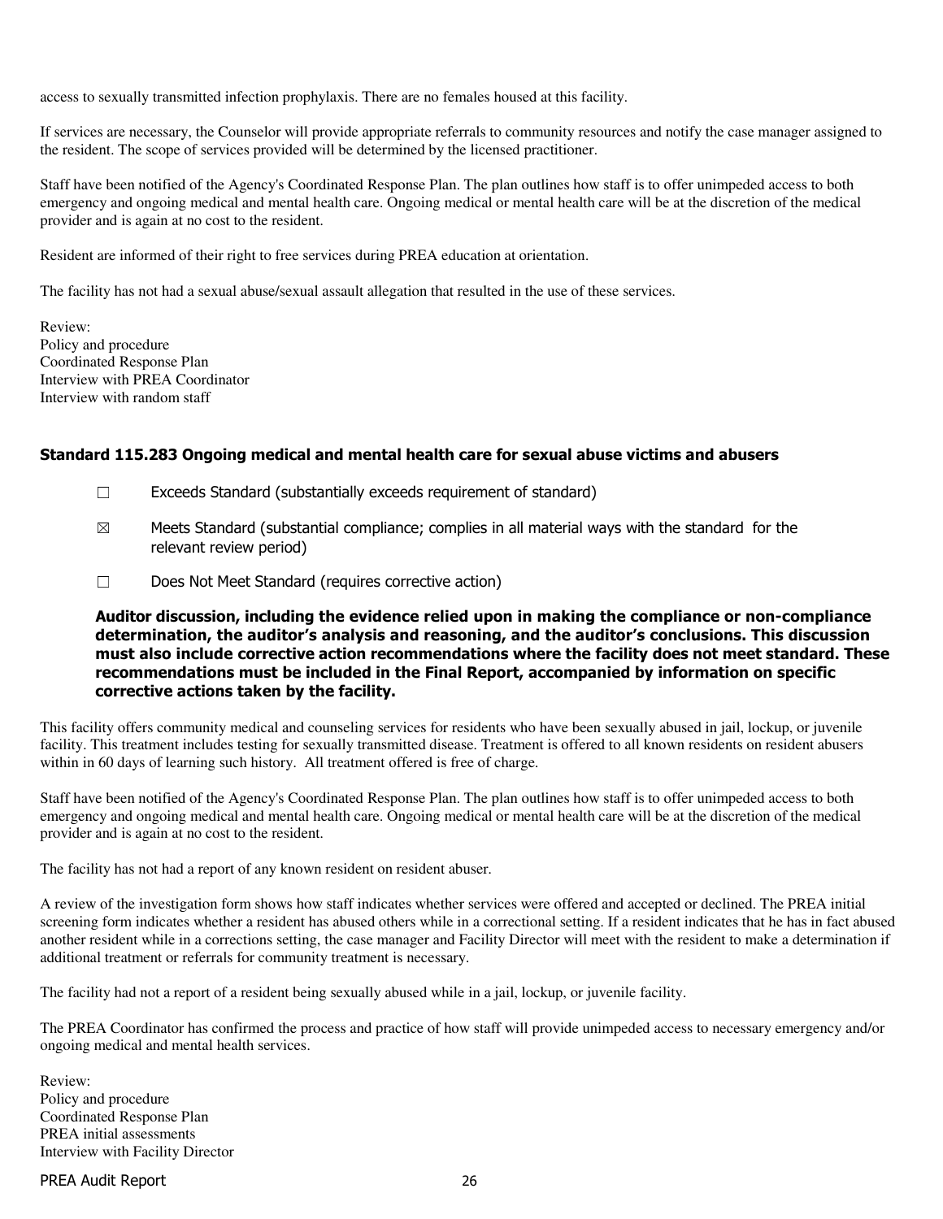access to sexually transmitted infection prophylaxis. There are no females housed at this facility.

If services are necessary, the Counselor will provide appropriate referrals to community resources and notify the case manager assigned to the resident. The scope of services provided will be determined by the licensed practitioner.

Staff have been notified of the Agency's Coordinated Response Plan. The plan outlines how staff is to offer unimpeded access to both emergency and ongoing medical and mental health care. Ongoing medical or mental health care will be at the discretion of the medical provider and is again at no cost to the resident.

Resident are informed of their right to free services during PREA education at orientation.

The facility has not had a sexual abuse/sexual assault allegation that resulted in the use of these services.

Review:
Policy and procedure
Coordinated Response Plan
Interview with PREA Coordinator
Interview with random staff

### Standard 115.283 Ongoing medical and mental health care for sexual abuse victims and abusers

☐ Exceeds Standard (substantially exceeds requirement of standard)

☒ Meets Standard (substantial compliance; complies in all material ways with the standard for the relevant review period)

☐ Does Not Meet Standard (requires corrective action)

**Auditor discussion, including the evidence relied upon in making the compliance or non-compliance determination, the auditor's analysis and reasoning, and the auditor's conclusions. This discussion must also include corrective action recommendations where the facility does not meet standard. These recommendations must be included in the Final Report, accompanied by information on specific corrective actions taken by the facility.**

This facility offers community medical and counseling services for residents who have been sexually abused in jail, lockup, or juvenile facility. This treatment includes testing for sexually transmitted disease. Treatment is offered to all known residents on resident abusers within in 60 days of learning such history. All treatment offered is free of charge.

Staff have been notified of the Agency's Coordinated Response Plan. The plan outlines how staff is to offer unimpeded access to both emergency and ongoing medical and mental health care. Ongoing medical or mental health care will be at the discretion of the medical provider and is again at no cost to the resident.

The facility has not had a report of any known resident on resident abuser.

A review of the investigation form shows how staff indicates whether services were offered and accepted or declined. The PREA initial screening form indicates whether a resident has abused others while in a correctional setting. If a resident indicates that he has in fact abused another resident while in a corrections setting, the case manager and Facility Director will meet with the resident to make a determination if additional treatment or referrals for community treatment is necessary.

The facility had not a report of a resident being sexually abused while in a jail, lockup, or juvenile facility.

The PREA Coordinator has confirmed the process and practice of how staff will provide unimpeded access to necessary emergency and/or ongoing medical and mental health services.

Review:
Policy and procedure
Coordinated Response Plan
PREA initial assessments
Interview with Facility Director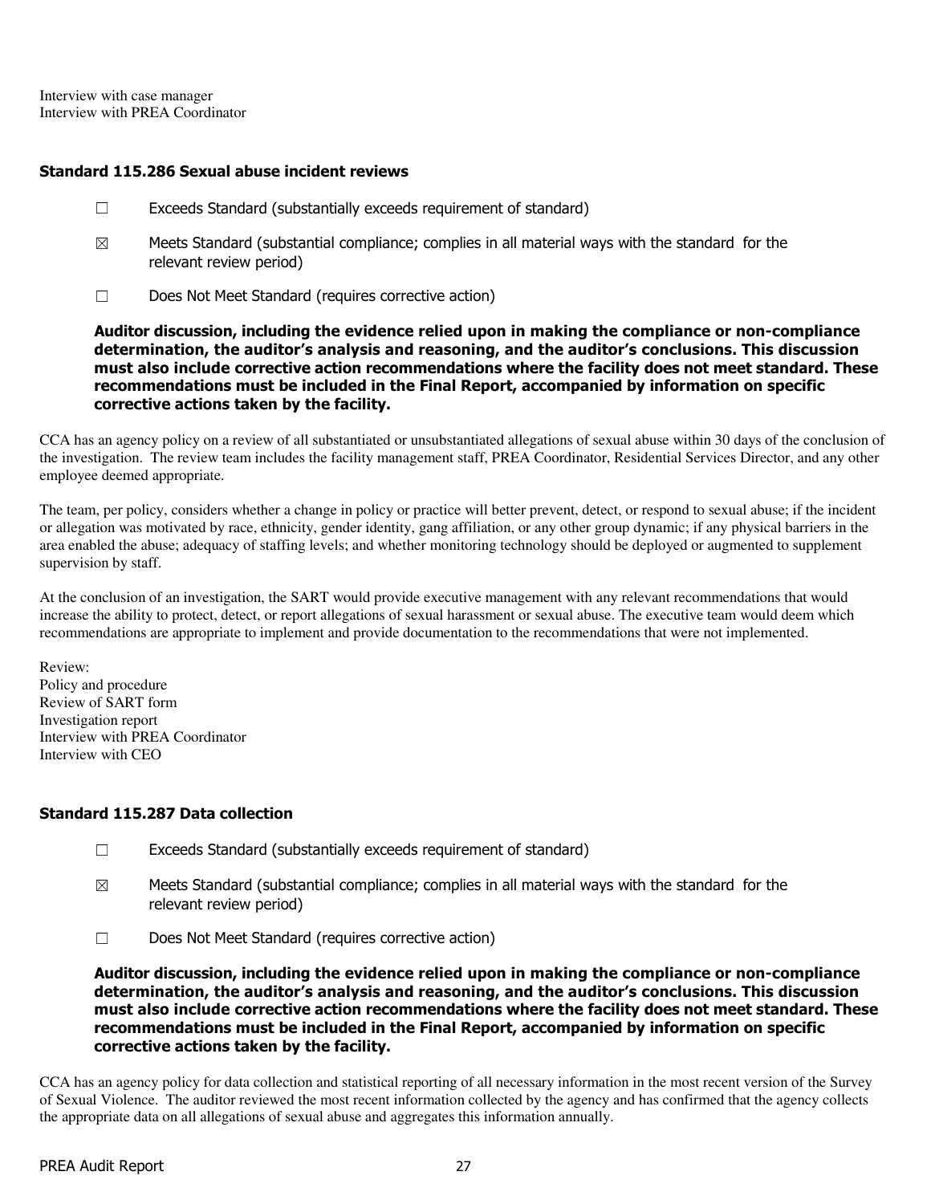Interview with case manager
Interview with PREA Coordinator

### Standard 115.286 Sexual abuse incident reviews

☐ Exceeds Standard (substantially exceeds requirement of standard)

☒ Meets Standard (substantial compliance; complies in all material ways with the standard for the relevant review period)

☐ Does Not Meet Standard (requires corrective action)

**Auditor discussion, including the evidence relied upon in making the compliance or non-compliance determination, the auditor's analysis and reasoning, and the auditor's conclusions. This discussion must also include corrective action recommendations where the facility does not meet standard. These recommendations must be included in the Final Report, accompanied by information on specific corrective actions taken by the facility.**

CCA has an agency policy on a review of all substantiated or unsubstantiated allegations of sexual abuse within 30 days of the conclusion of the investigation. The review team includes the facility management staff, PREA Coordinator, Residential Services Director, and any other employee deemed appropriate.

The team, per policy, considers whether a change in policy or practice will better prevent, detect, or respond to sexual abuse; if the incident or allegation was motivated by race, ethnicity, gender identity, gang affiliation, or any other group dynamic; if any physical barriers in the area enabled the abuse; adequacy of staffing levels; and whether monitoring technology should be deployed or augmented to supplement supervision by staff.

At the conclusion of an investigation, the SART would provide executive management with any relevant recommendations that would increase the ability to protect, detect, or report allegations of sexual harassment or sexual abuse. The executive team would deem which recommendations are appropriate to implement and provide documentation to the recommendations that were not implemented.

Review:
Policy and procedure
Review of SART form
Investigation report
Interview with PREA Coordinator
Interview with CEO

### Standard 115.287 Data collection

☐ Exceeds Standard (substantially exceeds requirement of standard)

☒ Meets Standard (substantial compliance; complies in all material ways with the standard for the relevant review period)

☐ Does Not Meet Standard (requires corrective action)

**Auditor discussion, including the evidence relied upon in making the compliance or non-compliance determination, the auditor's analysis and reasoning, and the auditor's conclusions. This discussion must also include corrective action recommendations where the facility does not meet standard. These recommendations must be included in the Final Report, accompanied by information on specific corrective actions taken by the facility.**

CCA has an agency policy for data collection and statistical reporting of all necessary information in the most recent version of the Survey of Sexual Violence. The auditor reviewed the most recent information collected by the agency and has confirmed that the agency collects the appropriate data on all allegations of sexual abuse and aggregates this information annually.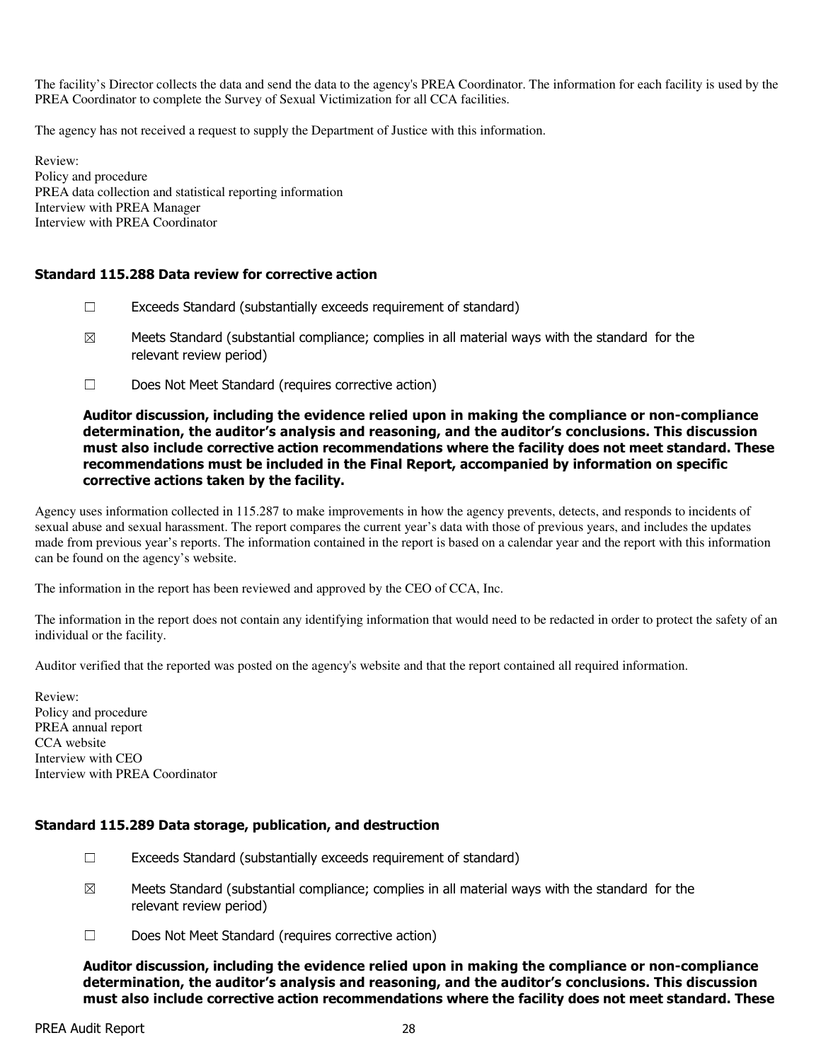The facility's Director collects the data and send the data to the agency's PREA Coordinator. The information for each facility is used by the PREA Coordinator to complete the Survey of Sexual Victimization for all CCA facilities.

The agency has not received a request to supply the Department of Justice with this information.

Review:
Policy and procedure
PREA data collection and statistical reporting information
Interview with PREA Manager
Interview with PREA Coordinator

### Standard 115.288 Data review for corrective action

☐ Exceeds Standard (substantially exceeds requirement of standard)

☒ Meets Standard (substantial compliance; complies in all material ways with the standard for the relevant review period)

☐ Does Not Meet Standard (requires corrective action)

**Auditor discussion, including the evidence relied upon in making the compliance or non-compliance determination, the auditor's analysis and reasoning, and the auditor's conclusions. This discussion must also include corrective action recommendations where the facility does not meet standard. These recommendations must be included in the Final Report, accompanied by information on specific corrective actions taken by the facility.**

Agency uses information collected in 115.287 to make improvements in how the agency prevents, detects, and responds to incidents of sexual abuse and sexual harassment. The report compares the current year's data with those of previous years, and includes the updates made from previous year's reports. The information contained in the report is based on a calendar year and the report with this information can be found on the agency's website.

The information in the report has been reviewed and approved by the CEO of CCA, Inc.

The information in the report does not contain any identifying information that would need to be redacted in order to protect the safety of an individual or the facility.

Auditor verified that the reported was posted on the agency's website and that the report contained all required information.

Review:
Policy and procedure
PREA annual report
CCA website
Interview with CEO
Interview with PREA Coordinator

### Standard 115.289 Data storage, publication, and destruction

☐ Exceeds Standard (substantially exceeds requirement of standard)

☒ Meets Standard (substantial compliance; complies in all material ways with the standard for the relevant review period)

☐ Does Not Meet Standard (requires corrective action)

**Auditor discussion, including the evidence relied upon in making the compliance or non-compliance determination, the auditor's analysis and reasoning, and the auditor's conclusions. This discussion must also include corrective action recommendations where the facility does not meet standard. These**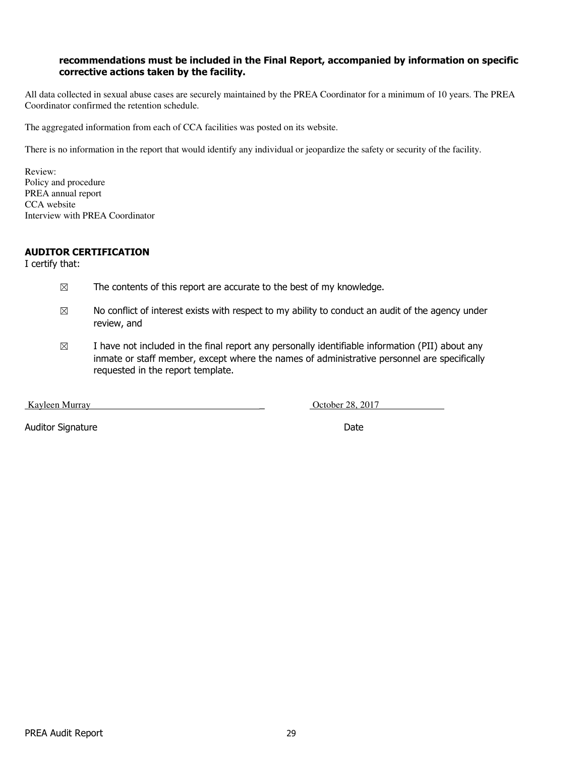**recommendations must be included in the Final Report, accompanied by information on specific corrective actions taken by the facility.**

All data collected in sexual abuse cases are securely maintained by the PREA Coordinator for a minimum of 10 years. The PREA Coordinator confirmed the retention schedule.

The aggregated information from each of CCA facilities was posted on its website.

There is no information in the report that would identify any individual or jeopardize the safety or security of the facility.

Review:
Policy and procedure
PREA annual report
CCA website
Interview with PREA Coordinator

**AUDITOR CERTIFICATION**

I certify that:

- ☒ The contents of this report are accurate to the best of my knowledge.
- ☒ No conflict of interest exists with respect to my ability to conduct an audit of the agency under review, and
- ☒ I have not included in the final report any personally identifiable information (PII) about any inmate or staff member, except where the names of administrative personnel are specifically requested in the report template.

Kayleen Murray — October 28, 2017

Auditor Signature — Date